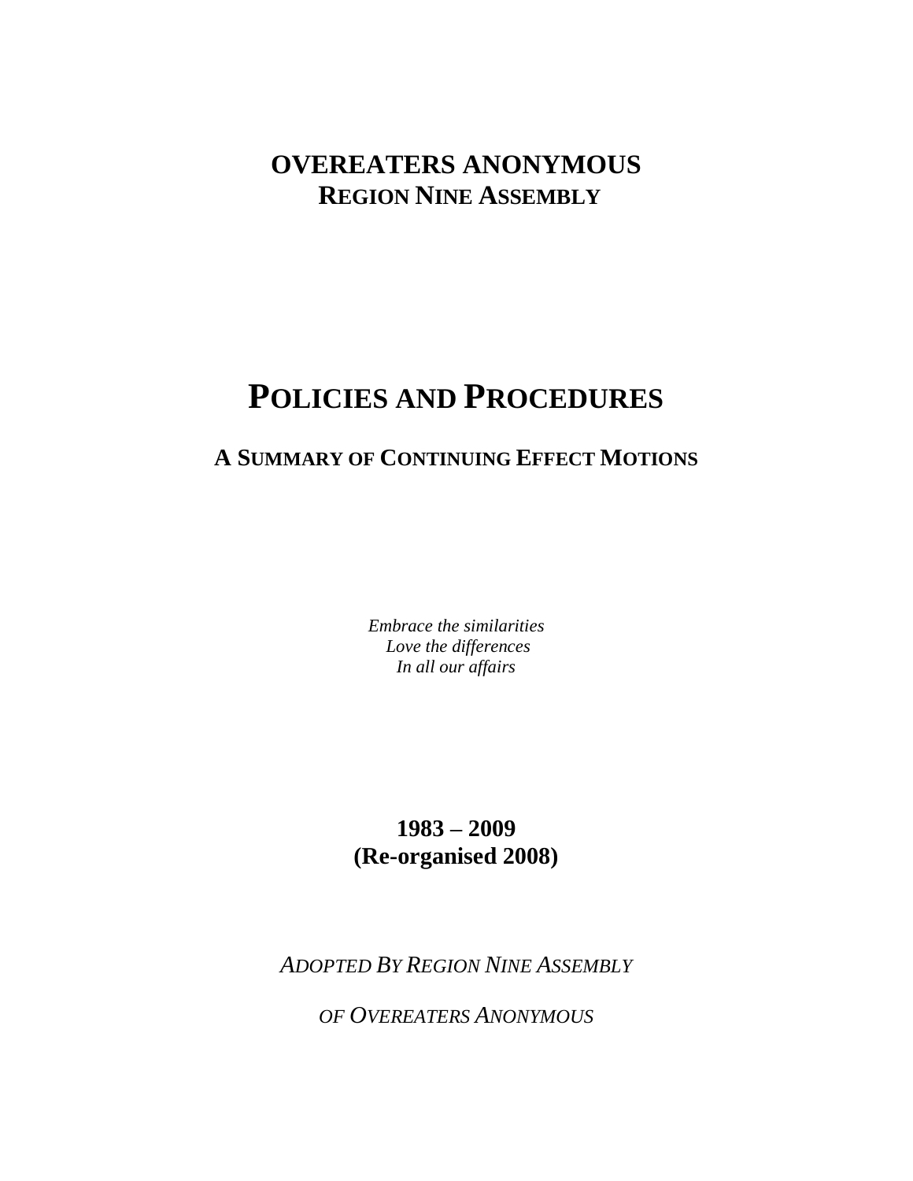# OVEREATERS ANONYMOUS

## REGION NINE ASSEMBLY

# POLICIES AND PROCEDURES

## A SUMMARY OF CONTINUING EFFECT MOTIONS

*Embrace the similarities*
*Love the differences*
*In all our affairs*

**1983 – 2009**
**(Re-organised 2008)**

*ADOPTED BY REGION NINE ASSEMBLY*

*OF OVEREATERS ANONYMOUS*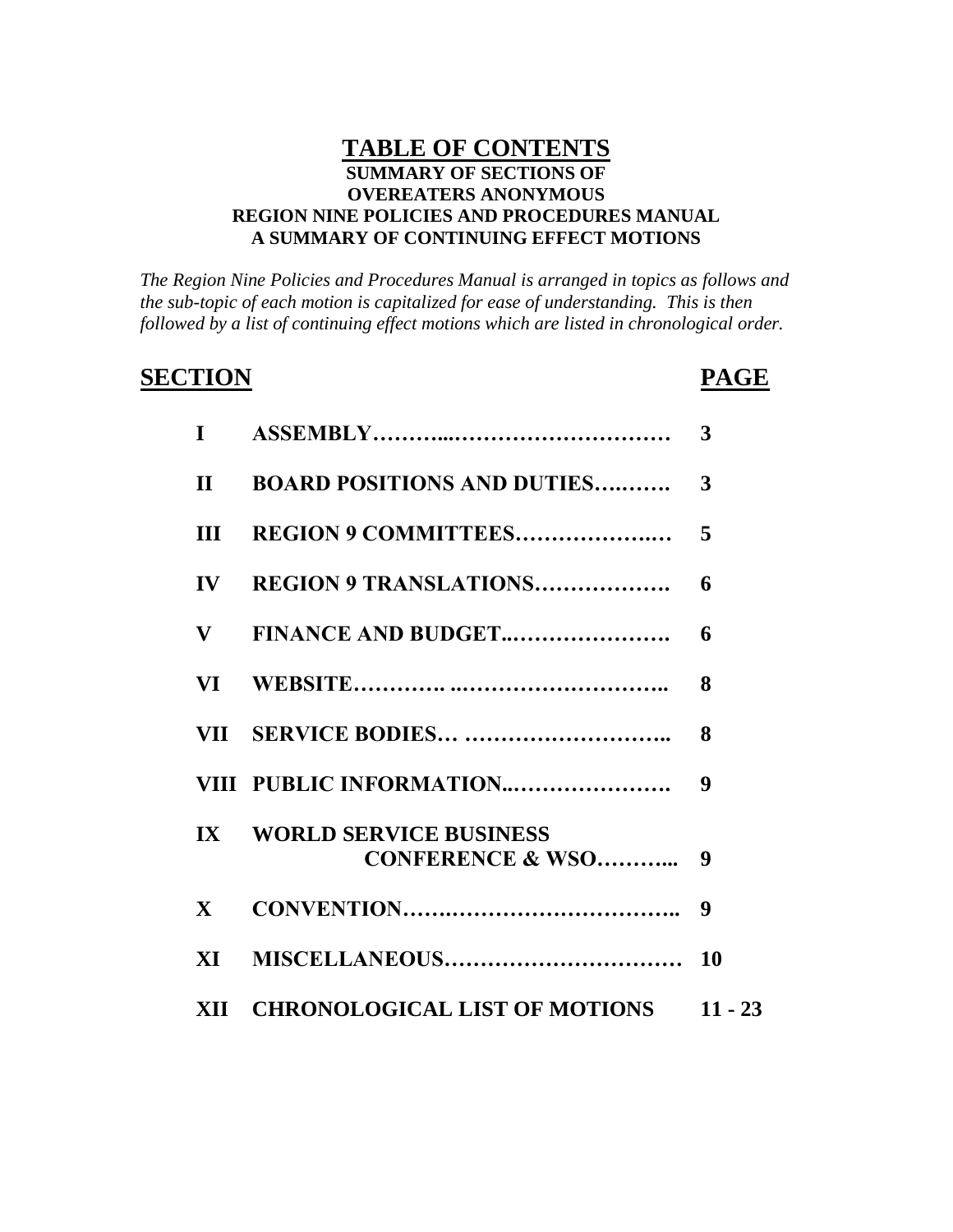# TABLE OF CONTENTS

**SUMMARY OF SECTIONS OF**
**OVEREATERS ANONYMOUS**
**REGION NINE POLICIES AND PROCEDURES MANUAL**
**A SUMMARY OF CONTINUING EFFECT MOTIONS**

*The Region Nine Policies and Procedures Manual is arranged in topics as follows and the sub-topic of each motion is capitalized for ease of understanding. This is then followed by a list of continuing effect motions which are listed in chronological order.*

| SECTION | | PAGE |
|---|---|---|
| **I** | **ASSEMBLY……….…………………………** | **3** |
| **II** | **BOARD POSITIONS AND DUTIES….…….** | **3** |
| **III** | **REGION 9 COMMITTEES…………….…** | **5** |
| **IV** | **REGION 9 TRANSLATIONS……………….** | **6** |
| **V** | **FINANCE AND BUDGET..………………….** | **6** |
| **VI** | **WEBSITE…………. ..………………………..** | **8** |
| **VII** | **SERVICE BODIES… ………………………..** | **8** |
| **VIII** | **PUBLIC INFORMATION..………………….** | **9** |
| **IX** | **WORLD SERVICE BUSINESS CONFERENCE & WSO………..** | **9** |
| **X** | **CONVENTION…….…………………………..** | **9** |
| **XI** | **MISCELLANEOUS……………………………** | **10** |
| **XII** | **CHRONOLOGICAL LIST OF MOTIONS** | **11 - 23** |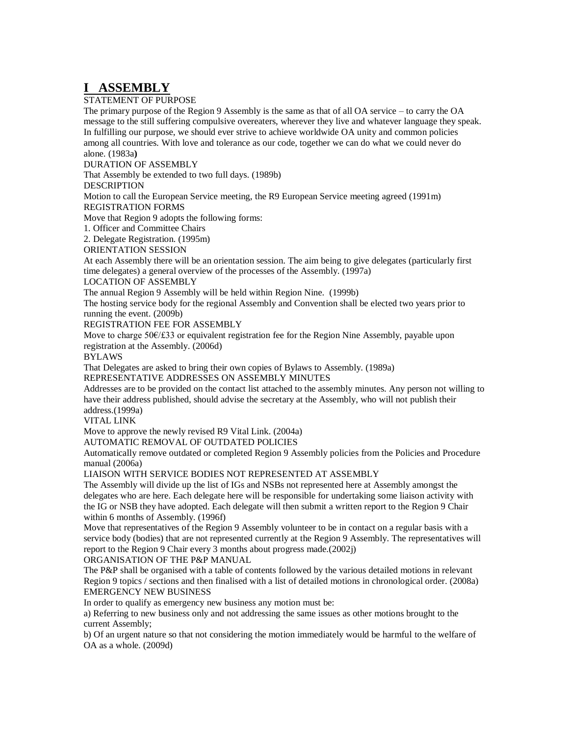# I ASSEMBLY

STATEMENT OF PURPOSE

The primary purpose of the Region 9 Assembly is the same as that of all OA service – to carry the OA message to the still suffering compulsive overeaters, wherever they live and whatever language they speak. In fulfilling our purpose, we should ever strive to achieve worldwide OA unity and common policies among all countries. With love and tolerance as our code, together we can do what we could never do alone. (1983a**)**

DURATION OF ASSEMBLY

That Assembly be extended to two full days. (1989b)

DESCRIPTION

Motion to call the European Service meeting, the R9 European Service meeting agreed (1991m)

REGISTRATION FORMS

Move that Region 9 adopts the following forms:

1. Officer and Committee Chairs
2. Delegate Registration. (1995m)

ORIENTATION SESSION

At each Assembly there will be an orientation session. The aim being to give delegates (particularly first time delegates) a general overview of the processes of the Assembly. (1997a)

LOCATION OF ASSEMBLY

The annual Region 9 Assembly will be held within Region Nine. (1999b)

The hosting service body for the regional Assembly and Convention shall be elected two years prior to running the event. (2009b)

REGISTRATION FEE FOR ASSEMBLY

Move to charge 50€/£33 or equivalent registration fee for the Region Nine Assembly, payable upon registration at the Assembly. (2006d)

BYLAWS

That Delegates are asked to bring their own copies of Bylaws to Assembly. (1989a)

REPRESENTATIVE ADDRESSES ON ASSEMBLY MINUTES

Addresses are to be provided on the contact list attached to the assembly minutes. Any person not willing to have their address published, should advise the secretary at the Assembly, who will not publish their address.(1999a)

VITAL LINK

Move to approve the newly revised R9 Vital Link. (2004a)

AUTOMATIC REMOVAL OF OUTDATED POLICIES

Automatically remove outdated or completed Region 9 Assembly policies from the Policies and Procedure manual (2006a)

LIAISON WITH SERVICE BODIES NOT REPRESENTED AT ASSEMBLY

The Assembly will divide up the list of IGs and NSBs not represented here at Assembly amongst the delegates who are here. Each delegate here will be responsible for undertaking some liaison activity with the IG or NSB they have adopted. Each delegate will then submit a written report to the Region 9 Chair within 6 months of Assembly. (1996f)

Move that representatives of the Region 9 Assembly volunteer to be in contact on a regular basis with a service body (bodies) that are not represented currently at the Region 9 Assembly. The representatives will report to the Region 9 Chair every 3 months about progress made.(2002j)

ORGANISATION OF THE P&P MANUAL

The P&P shall be organised with a table of contents followed by the various detailed motions in relevant Region 9 topics / sections and then finalised with a list of detailed motions in chronological order. (2008a)

EMERGENCY NEW BUSINESS

In order to qualify as emergency new business any motion must be:

a) Referring to new business only and not addressing the same issues as other motions brought to the current Assembly;

b) Of an urgent nature so that not considering the motion immediately would be harmful to the welfare of OA as a whole. (2009d)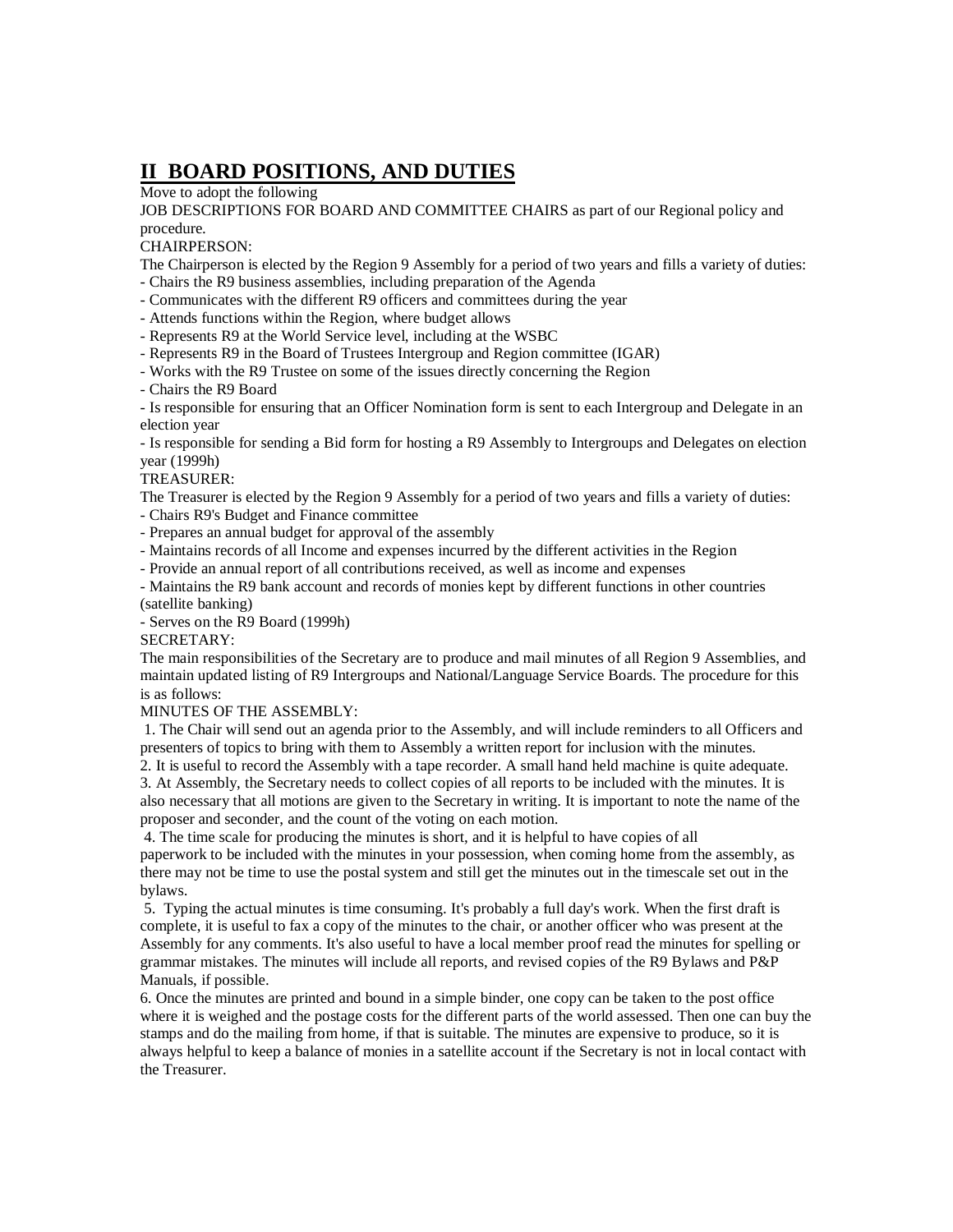## II BOARD POSITIONS, AND DUTIES

Move to adopt the following

JOB DESCRIPTIONS FOR BOARD AND COMMITTEE CHAIRS as part of our Regional policy and procedure.

CHAIRPERSON:

The Chairperson is elected by the Region 9 Assembly for a period of two years and fills a variety of duties:

- Chairs the R9 business assemblies, including preparation of the Agenda
- Communicates with the different R9 officers and committees during the year
- Attends functions within the Region, where budget allows
- Represents R9 at the World Service level, including at the WSBC
- Represents R9 in the Board of Trustees Intergroup and Region committee (IGAR)
- Works with the R9 Trustee on some of the issues directly concerning the Region
- Chairs the R9 Board
- Is responsible for ensuring that an Officer Nomination form is sent to each Intergroup and Delegate in an election year
- Is responsible for sending a Bid form for hosting a R9 Assembly to Intergroups and Delegates on election year (1999h)

TREASURER:

The Treasurer is elected by the Region 9 Assembly for a period of two years and fills a variety of duties:

- Chairs R9's Budget and Finance committee
- Prepares an annual budget for approval of the assembly
- Maintains records of all Income and expenses incurred by the different activities in the Region
- Provide an annual report of all contributions received, as well as income and expenses
- Maintains the R9 bank account and records of monies kept by different functions in other countries (satellite banking)
- Serves on the R9 Board (1999h)

SECRETARY:

The main responsibilities of the Secretary are to produce and mail minutes of all Region 9 Assemblies, and maintain updated listing of R9 Intergroups and National/Language Service Boards. The procedure for this is as follows:

MINUTES OF THE ASSEMBLY:

1. The Chair will send out an agenda prior to the Assembly, and will include reminders to all Officers and presenters of topics to bring with them to Assembly a written report for inclusion with the minutes.
2. It is useful to record the Assembly with a tape recorder. A small hand held machine is quite adequate.
3. At Assembly, the Secretary needs to collect copies of all reports to be included with the minutes. It is also necessary that all motions are given to the Secretary in writing. It is important to note the name of the proposer and seconder, and the count of the voting on each motion.
4. The time scale for producing the minutes is short, and it is helpful to have copies of all paperwork to be included with the minutes in your possession, when coming home from the assembly, as there may not be time to use the postal system and still get the minutes out in the timescale set out in the bylaws.
5. Typing the actual minutes is time consuming. It's probably a full day's work. When the first draft is complete, it is useful to fax a copy of the minutes to the chair, or another officer who was present at the Assembly for any comments. It's also useful to have a local member proof read the minutes for spelling or grammar mistakes. The minutes will include all reports, and revised copies of the R9 Bylaws and P&P Manuals, if possible.
6. Once the minutes are printed and bound in a simple binder, one copy can be taken to the post office where it is weighed and the postage costs for the different parts of the world assessed. Then one can buy the stamps and do the mailing from home, if that is suitable. The minutes are expensive to produce, so it is always helpful to keep a balance of monies in a satellite account if the Secretary is not in local contact with the Treasurer.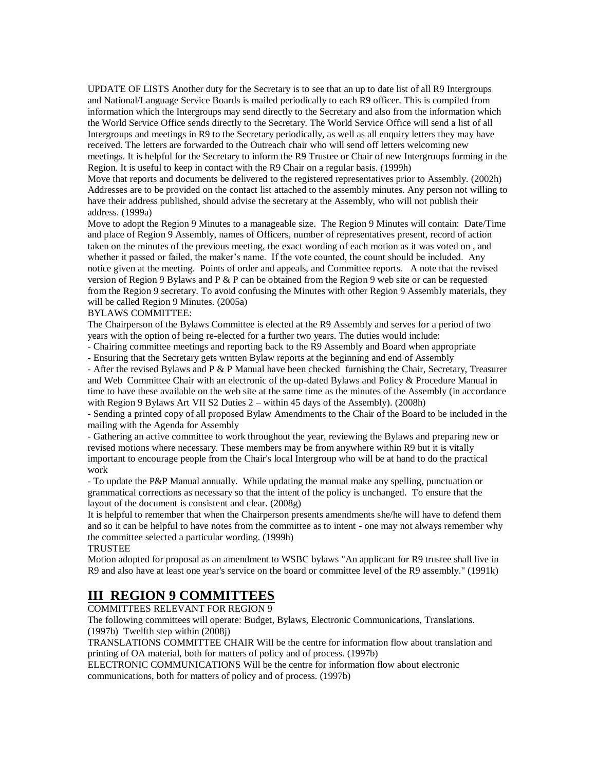UPDATE OF LISTS Another duty for the Secretary is to see that an up to date list of all R9 Intergroups and National/Language Service Boards is mailed periodically to each R9 officer. This is compiled from information which the Intergroups may send directly to the Secretary and also from the information which the World Service Office sends directly to the Secretary. The World Service Office will send a list of all Intergroups and meetings in R9 to the Secretary periodically, as well as all enquiry letters they may have received. The letters are forwarded to the Outreach chair who will send off letters welcoming new meetings. It is helpful for the Secretary to inform the R9 Trustee or Chair of new Intergroups forming in the Region. It is useful to keep in contact with the R9 Chair on a regular basis. (1999h)

Move that reports and documents be delivered to the registered representatives prior to Assembly. (2002h)

Addresses are to be provided on the contact list attached to the assembly minutes. Any person not willing to have their address published, should advise the secretary at the Assembly, who will not publish their address. (1999a)

Move to adopt the Region 9 Minutes to a manageable size. The Region 9 Minutes will contain: Date/Time and place of Region 9 Assembly, names of Officers, number of representatives present, record of action taken on the minutes of the previous meeting, the exact wording of each motion as it was voted on , and whether it passed or failed, the maker's name. If the vote counted, the count should be included. Any notice given at the meeting. Points of order and appeals, and Committee reports. A note that the revised version of Region 9 Bylaws and P & P can be obtained from the Region 9 web site or can be requested from the Region 9 secretary. To avoid confusing the Minutes with other Region 9 Assembly materials, they will be called Region 9 Minutes. (2005a)

BYLAWS COMMITTEE:

The Chairperson of the Bylaws Committee is elected at the R9 Assembly and serves for a period of two years with the option of being re-elected for a further two years. The duties would include:

- Chairing committee meetings and reporting back to the R9 Assembly and Board when appropriate
- Ensuring that the Secretary gets written Bylaw reports at the beginning and end of Assembly
- After the revised Bylaws and P & P Manual have been checked furnishing the Chair, Secretary, Treasurer and Web Committee Chair with an electronic of the up-dated Bylaws and Policy & Procedure Manual in time to have these available on the web site at the same time as the minutes of the Assembly (in accordance with Region 9 Bylaws Art VII S2 Duties 2 – within 45 days of the Assembly). (2008h)
- Sending a printed copy of all proposed Bylaw Amendments to the Chair of the Board to be included in the mailing with the Agenda for Assembly
- Gathering an active committee to work throughout the year, reviewing the Bylaws and preparing new or revised motions where necessary. These members may be from anywhere within R9 but it is vitally important to encourage people from the Chair's local Intergroup who will be at hand to do the practical work
- To update the P&P Manual annually. While updating the manual make any spelling, punctuation or grammatical corrections as necessary so that the intent of the policy is unchanged. To ensure that the layout of the document is consistent and clear. (2008g)

It is helpful to remember that when the Chairperson presents amendments she/he will have to defend them and so it can be helpful to have notes from the committee as to intent - one may not always remember why the committee selected a particular wording. (1999h)

TRUSTEE

Motion adopted for proposal as an amendment to WSBC bylaws "An applicant for R9 trustee shall live in R9 and also have at least one year's service on the board or committee level of the R9 assembly." (1991k)

## III REGION 9 COMMITTEES

COMMITTEES RELEVANT FOR REGION 9

The following committees will operate: Budget, Bylaws, Electronic Communications, Translations. (1997b) Twelfth step within (2008j)

TRANSLATIONS COMMITTEE CHAIR Will be the centre for information flow about translation and printing of OA material, both for matters of policy and of process. (1997b)

ELECTRONIC COMMUNICATIONS Will be the centre for information flow about electronic communications, both for matters of policy and of process. (1997b)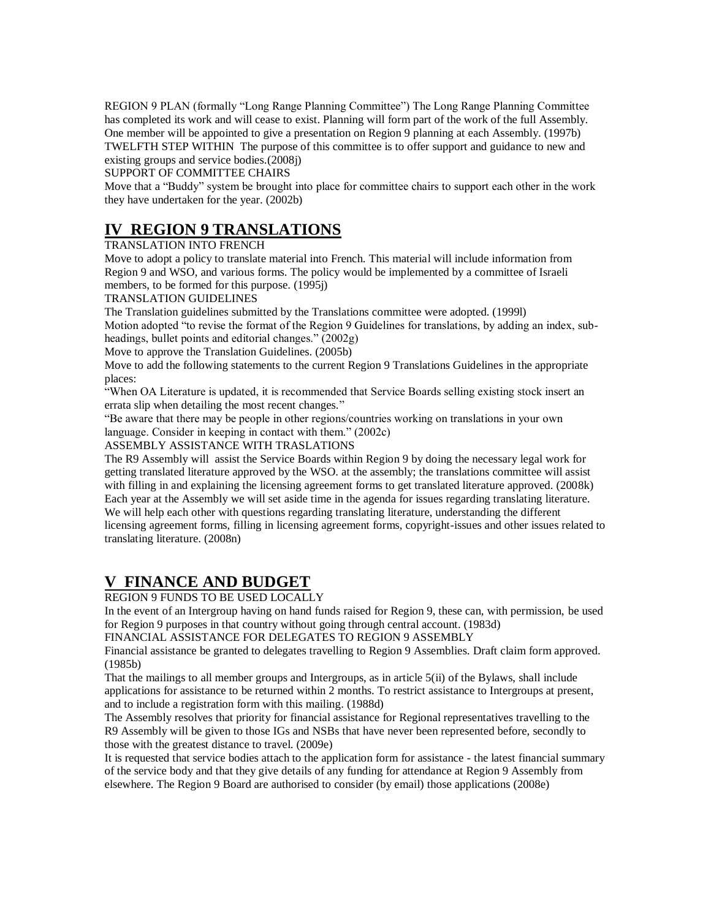REGION 9 PLAN (formally "Long Range Planning Committee") The Long Range Planning Committee has completed its work and will cease to exist. Planning will form part of the work of the full Assembly. One member will be appointed to give a presentation on Region 9 planning at each Assembly. (1997b)

TWELFTH STEP WITHIN The purpose of this committee is to offer support and guidance to new and existing groups and service bodies.(2008j)

SUPPORT OF COMMITTEE CHAIRS

Move that a "Buddy" system be brought into place for committee chairs to support each other in the work they have undertaken for the year. (2002b)

## IV REGION 9 TRANSLATIONS

TRANSLATION INTO FRENCH

Move to adopt a policy to translate material into French. This material will include information from Region 9 and WSO, and various forms. The policy would be implemented by a committee of Israeli members, to be formed for this purpose. (1995j)

TRANSLATION GUIDELINES

The Translation guidelines submitted by the Translations committee were adopted. (1999l)

Motion adopted "to revise the format of the Region 9 Guidelines for translations, by adding an index, sub-headings, bullet points and editorial changes." (2002g)

Move to approve the Translation Guidelines. (2005b)

Move to add the following statements to the current Region 9 Translations Guidelines in the appropriate places:

"When OA Literature is updated, it is recommended that Service Boards selling existing stock insert an errata slip when detailing the most recent changes."

"Be aware that there may be people in other regions/countries working on translations in your own language. Consider in keeping in contact with them." (2002c)

ASSEMBLY ASSISTANCE WITH TRASLATIONS

The R9 Assembly will assist the Service Boards within Region 9 by doing the necessary legal work for getting translated literature approved by the WSO. at the assembly; the translations committee will assist with filling in and explaining the licensing agreement forms to get translated literature approved. (2008k)

Each year at the Assembly we will set aside time in the agenda for issues regarding translating literature. We will help each other with questions regarding translating literature, understanding the different licensing agreement forms, filling in licensing agreement forms, copyright-issues and other issues related to translating literature. (2008n)

## V FINANCE AND BUDGET

REGION 9 FUNDS TO BE USED LOCALLY

In the event of an Intergroup having on hand funds raised for Region 9, these can, with permission, be used for Region 9 purposes in that country without going through central account. (1983d)

FINANCIAL ASSISTANCE FOR DELEGATES TO REGION 9 ASSEMBLY

Financial assistance be granted to delegates travelling to Region 9 Assemblies. Draft claim form approved. (1985b)

That the mailings to all member groups and Intergroups, as in article 5(ii) of the Bylaws, shall include applications for assistance to be returned within 2 months. To restrict assistance to Intergroups at present, and to include a registration form with this mailing. (1988d)

The Assembly resolves that priority for financial assistance for Regional representatives travelling to the R9 Assembly will be given to those IGs and NSBs that have never been represented before, secondly to those with the greatest distance to travel. (2009e)

It is requested that service bodies attach to the application form for assistance - the latest financial summary of the service body and that they give details of any funding for attendance at Region 9 Assembly from elsewhere. The Region 9 Board are authorised to consider (by email) those applications (2008e)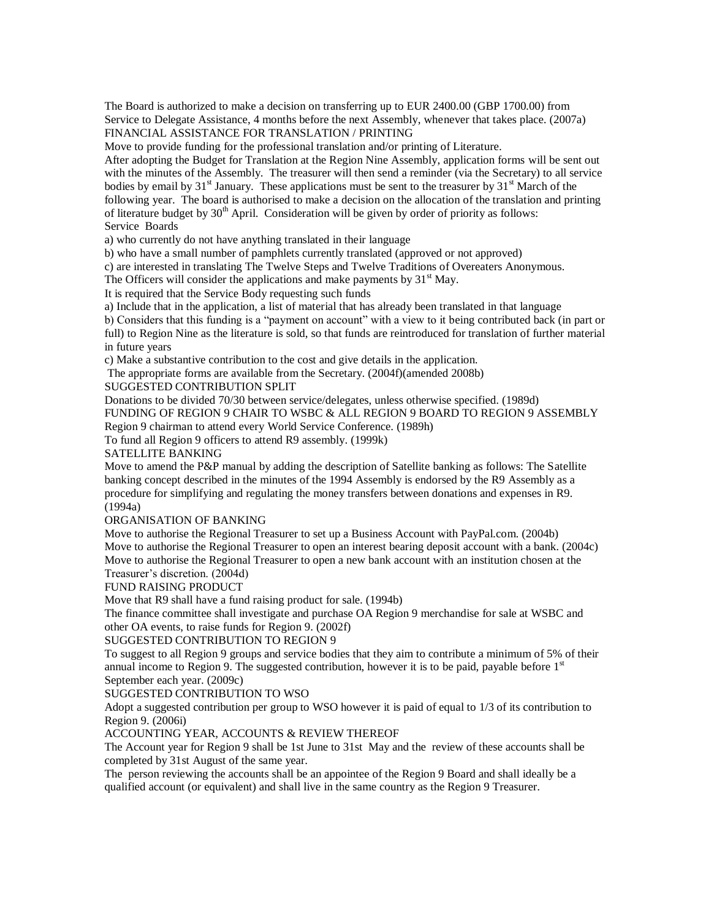The Board is authorized to make a decision on transferring up to EUR 2400.00 (GBP 1700.00) from Service to Delegate Assistance, 4 months before the next Assembly, whenever that takes place. (2007a)

## FINANCIAL ASSISTANCE FOR TRANSLATION / PRINTING

Move to provide funding for the professional translation and/or printing of Literature.

After adopting the Budget for Translation at the Region Nine Assembly, application forms will be sent out with the minutes of the Assembly. The treasurer will then send a reminder (via the Secretary) to all service bodies by email by 31st January. These applications must be sent to the treasurer by 31st March of the following year. The board is authorised to make a decision on the allocation of the translation and printing of literature budget by 30th April. Consideration will be given by order of priority as follows:

Service Boards

a) who currently do not have anything translated in their language

b) who have a small number of pamphlets currently translated (approved or not approved)

c) are interested in translating The Twelve Steps and Twelve Traditions of Overeaters Anonymous.

The Officers will consider the applications and make payments by 31st May.

It is required that the Service Body requesting such funds

a) Include that in the application, a list of material that has already been translated in that language

b) Considers that this funding is a "payment on account" with a view to it being contributed back (in part or full) to Region Nine as the literature is sold, so that funds are reintroduced for translation of further material in future years

c) Make a substantive contribution to the cost and give details in the application.

The appropriate forms are available from the Secretary. (2004f)(amended 2008b)

## SUGGESTED CONTRIBUTION SPLIT

Donations to be divided 70/30 between service/delegates, unless otherwise specified. (1989d)

## FUNDING OF REGION 9 CHAIR TO WSBC & ALL REGION 9 BOARD TO REGION 9 ASSEMBLY

Region 9 chairman to attend every World Service Conference. (1989h)

To fund all Region 9 officers to attend R9 assembly. (1999k)

## SATELLITE BANKING

Move to amend the P&P manual by adding the description of Satellite banking as follows: The Satellite banking concept described in the minutes of the 1994 Assembly is endorsed by the R9 Assembly as a procedure for simplifying and regulating the money transfers between donations and expenses in R9. (1994a)

## ORGANISATION OF BANKING

Move to authorise the Regional Treasurer to set up a Business Account with PayPal.com. (2004b)

Move to authorise the Regional Treasurer to open an interest bearing deposit account with a bank. (2004c)

Move to authorise the Regional Treasurer to open a new bank account with an institution chosen at the Treasurer's discretion. (2004d)

## FUND RAISING PRODUCT

Move that R9 shall have a fund raising product for sale. (1994b)

The finance committee shall investigate and purchase OA Region 9 merchandise for sale at WSBC and other OA events, to raise funds for Region 9. (2002f)

## SUGGESTED CONTRIBUTION TO REGION 9

To suggest to all Region 9 groups and service bodies that they aim to contribute a minimum of 5% of their annual income to Region 9. The suggested contribution, however it is to be paid, payable before 1st September each year. (2009c)

## SUGGESTED CONTRIBUTION TO WSO

Adopt a suggested contribution per group to WSO however it is paid of equal to 1/3 of its contribution to Region 9. (2006i)

## ACCOUNTING YEAR, ACCOUNTS & REVIEW THEREOF

The Account year for Region 9 shall be 1st June to 31st May and the review of these accounts shall be completed by 31st August of the same year.

The person reviewing the accounts shall be an appointee of the Region 9 Board and shall ideally be a qualified account (or equivalent) and shall live in the same country as the Region 9 Treasurer.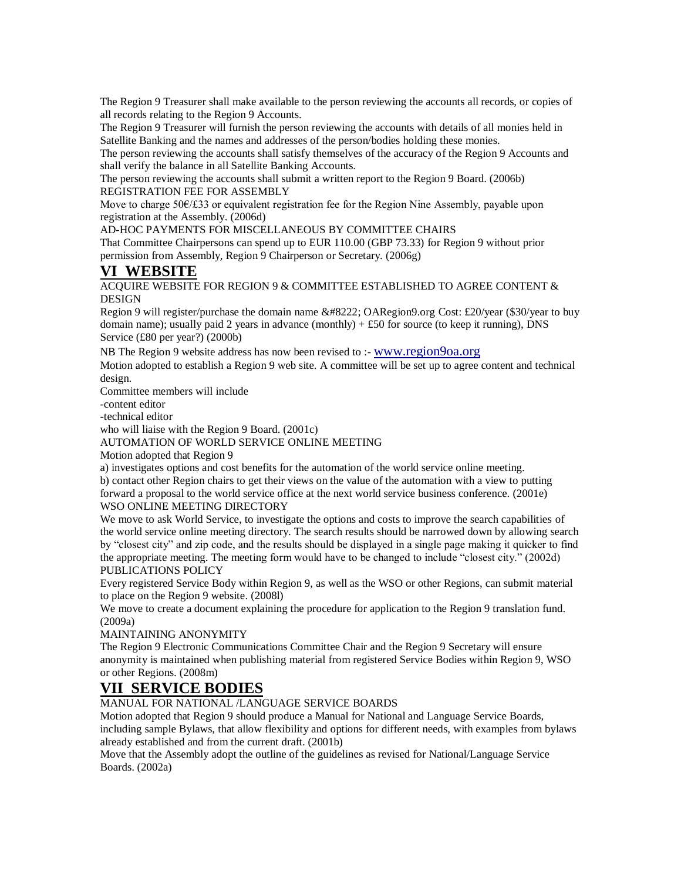The Region 9 Treasurer shall make available to the person reviewing the accounts all records, or copies of all records relating to the Region 9 Accounts.

The Region 9 Treasurer will furnish the person reviewing the accounts with details of all monies held in Satellite Banking and the names and addresses of the person/bodies holding these monies.

The person reviewing the accounts shall satisfy themselves of the accuracy of the Region 9 Accounts and shall verify the balance in all Satellite Banking Accounts.

The person reviewing the accounts shall submit a written report to the Region 9 Board. (2006b)

REGISTRATION FEE FOR ASSEMBLY

Move to charge 50€/£33 or equivalent registration fee for the Region Nine Assembly, payable upon registration at the Assembly. (2006d)

AD-HOC PAYMENTS FOR MISCELLANEOUS BY COMMITTEE CHAIRS

That Committee Chairpersons can spend up to EUR 110.00 (GBP 73.33) for Region 9 without prior permission from Assembly, Region 9 Chairperson or Secretary. (2006g)

## VI WEBSITE

ACQUIRE WEBSITE FOR REGION 9 & COMMITTEE ESTABLISHED TO AGREE CONTENT & DESIGN

Region 9 will register/purchase the domain name &#8222; OARegion9.org Cost: £20/year ($30/year to buy domain name); usually paid 2 years in advance (monthly) + £50 for source (to keep it running), DNS Service (£80 per year?) (2000b)

NB The Region 9 website address has now been revised to :- www.region9oa.org

Motion adopted to establish a Region 9 web site. A committee will be set up to agree content and technical design.

Committee members will include

-content editor

-technical editor

who will liaise with the Region 9 Board. (2001c)

AUTOMATION OF WORLD SERVICE ONLINE MEETING

Motion adopted that Region 9

a) investigates options and cost benefits for the automation of the world service online meeting.

b) contact other Region chairs to get their views on the value of the automation with a view to putting forward a proposal to the world service office at the next world service business conference. (2001e)

WSO ONLINE MEETING DIRECTORY

We move to ask World Service, to investigate the options and costs to improve the search capabilities of the world service online meeting directory. The search results should be narrowed down by allowing search by "closest city" and zip code, and the results should be displayed in a single page making it quicker to find the appropriate meeting. The meeting form would have to be changed to include "closest city." (2002d)

PUBLICATIONS POLICY

Every registered Service Body within Region 9, as well as the WSO or other Regions, can submit material to place on the Region 9 website. (2008l)

We move to create a document explaining the procedure for application to the Region 9 translation fund. (2009a)

MAINTAINING ANONYMITY

The Region 9 Electronic Communications Committee Chair and the Region 9 Secretary will ensure anonymity is maintained when publishing material from registered Service Bodies within Region 9, WSO or other Regions. (2008m)

## VII SERVICE BODIES

MANUAL FOR NATIONAL /LANGUAGE SERVICE BOARDS

Motion adopted that Region 9 should produce a Manual for National and Language Service Boards, including sample Bylaws, that allow flexibility and options for different needs, with examples from bylaws already established and from the current draft. (2001b)

Move that the Assembly adopt the outline of the guidelines as revised for National/Language Service Boards. (2002a)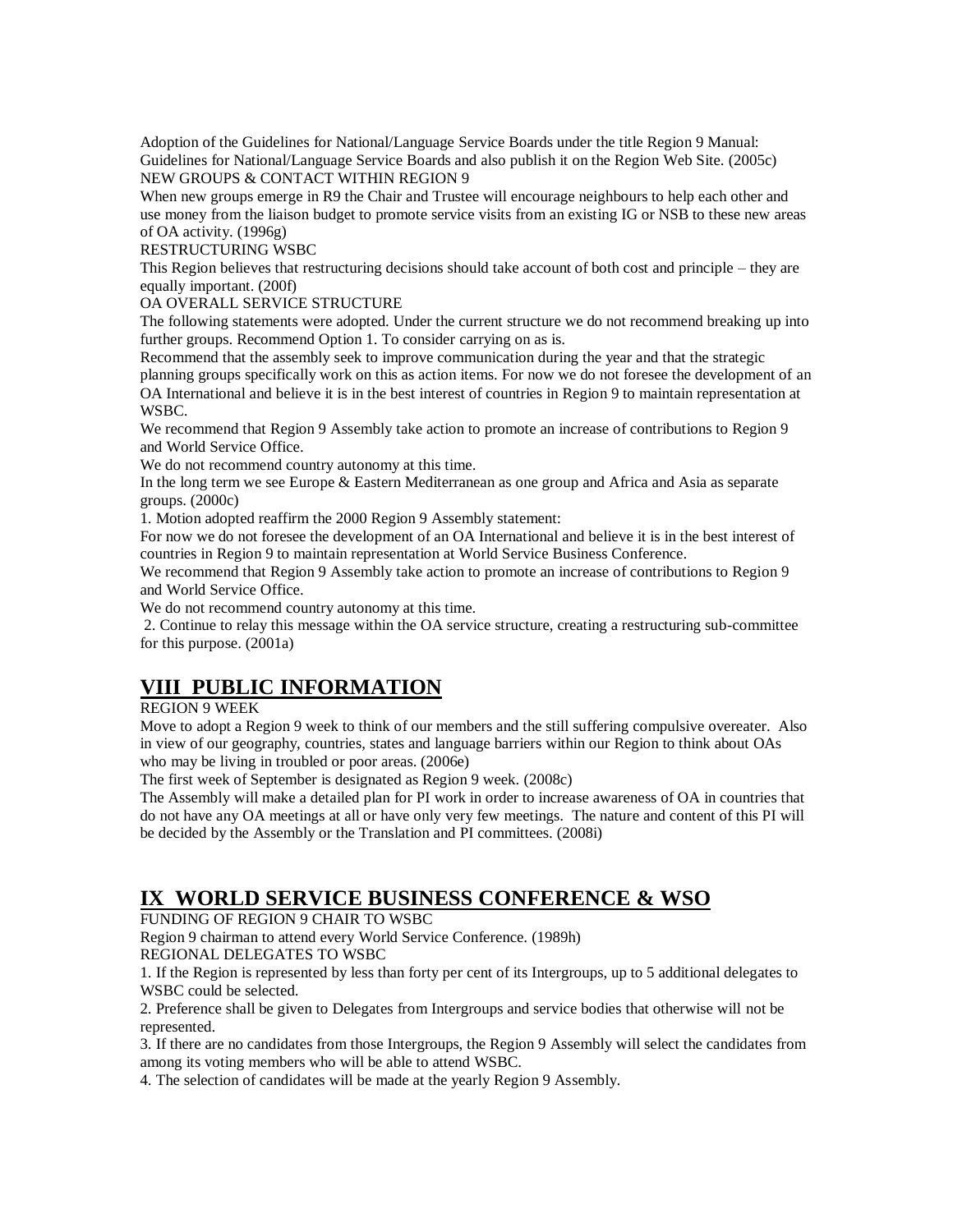Adoption of the Guidelines for National/Language Service Boards under the title Region 9 Manual: Guidelines for National/Language Service Boards and also publish it on the Region Web Site. (2005c)

NEW GROUPS & CONTACT WITHIN REGION 9

When new groups emerge in R9 the Chair and Trustee will encourage neighbours to help each other and use money from the liaison budget to promote service visits from an existing IG or NSB to these new areas of OA activity. (1996g)

RESTRUCTURING WSBC

This Region believes that restructuring decisions should take account of both cost and principle – they are equally important. (200f)

OA OVERALL SERVICE STRUCTURE

The following statements were adopted. Under the current structure we do not recommend breaking up into further groups. Recommend Option 1. To consider carrying on as is.

Recommend that the assembly seek to improve communication during the year and that the strategic planning groups specifically work on this as action items. For now we do not foresee the development of an OA International and believe it is in the best interest of countries in Region 9 to maintain representation at WSBC.

We recommend that Region 9 Assembly take action to promote an increase of contributions to Region 9 and World Service Office.

We do not recommend country autonomy at this time.

In the long term we see Europe & Eastern Mediterranean as one group and Africa and Asia as separate groups. (2000c)

1. Motion adopted reaffirm the 2000 Region 9 Assembly statement:

For now we do not foresee the development of an OA International and believe it is in the best interest of countries in Region 9 to maintain representation at World Service Business Conference.

We recommend that Region 9 Assembly take action to promote an increase of contributions to Region 9 and World Service Office.

We do not recommend country autonomy at this time.

2. Continue to relay this message within the OA service structure, creating a restructuring sub-committee for this purpose. (2001a)

## VIII PUBLIC INFORMATION

REGION 9 WEEK

Move to adopt a Region 9 week to think of our members and the still suffering compulsive overeater. Also in view of our geography, countries, states and language barriers within our Region to think about OAs who may be living in troubled or poor areas. (2006e)

The first week of September is designated as Region 9 week. (2008c)

The Assembly will make a detailed plan for PI work in order to increase awareness of OA in countries that do not have any OA meetings at all or have only very few meetings. The nature and content of this PI will be decided by the Assembly or the Translation and PI committees. (2008i)

## IX WORLD SERVICE BUSINESS CONFERENCE & WSO

FUNDING OF REGION 9 CHAIR TO WSBC

Region 9 chairman to attend every World Service Conference. (1989h)

REGIONAL DELEGATES TO WSBC

1. If the Region is represented by less than forty per cent of its Intergroups, up to 5 additional delegates to WSBC could be selected.
2. Preference shall be given to Delegates from Intergroups and service bodies that otherwise will not be represented.
3. If there are no candidates from those Intergroups, the Region 9 Assembly will select the candidates from among its voting members who will be able to attend WSBC.
4. The selection of candidates will be made at the yearly Region 9 Assembly.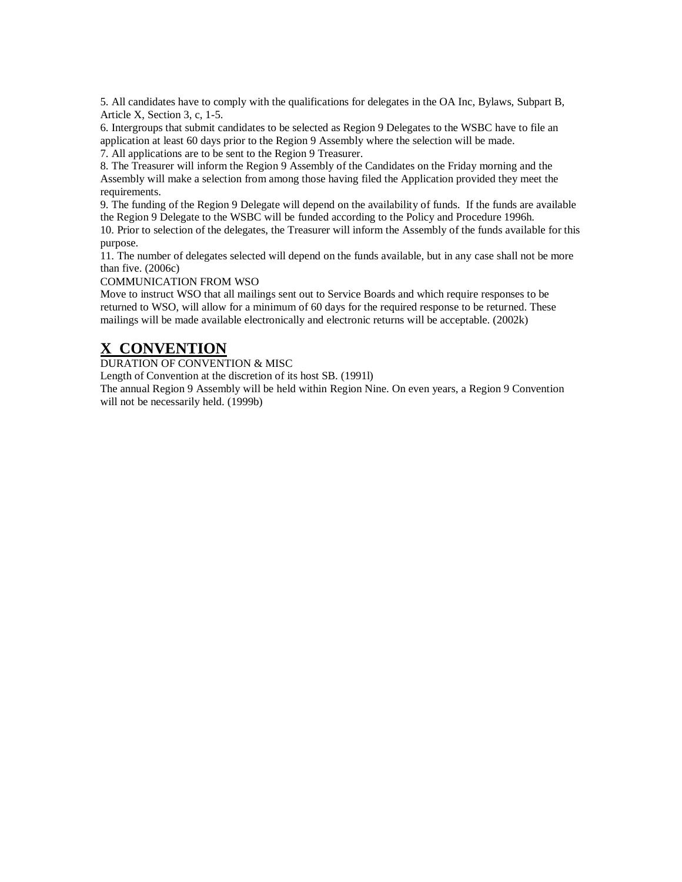5. All candidates have to comply with the qualifications for delegates in the OA Inc, Bylaws, Subpart B, Article X, Section 3, c, 1-5.

6. Intergroups that submit candidates to be selected as Region 9 Delegates to the WSBC have to file an application at least 60 days prior to the Region 9 Assembly where the selection will be made.

7. All applications are to be sent to the Region 9 Treasurer.

8. The Treasurer will inform the Region 9 Assembly of the Candidates on the Friday morning and the Assembly will make a selection from among those having filed the Application provided they meet the requirements.

9. The funding of the Region 9 Delegate will depend on the availability of funds. If the funds are available the Region 9 Delegate to the WSBC will be funded according to the Policy and Procedure 1996h.

10. Prior to selection of the delegates, the Treasurer will inform the Assembly of the funds available for this purpose.

11. The number of delegates selected will depend on the funds available, but in any case shall not be more than five. (2006c)

COMMUNICATION FROM WSO

Move to instruct WSO that all mailings sent out to Service Boards and which require responses to be returned to WSO, will allow for a minimum of 60 days for the required response to be returned. These mailings will be made available electronically and electronic returns will be acceptable. (2002k)

## X CONVENTION

DURATION OF CONVENTION & MISC

Length of Convention at the discretion of its host SB. (1991l)

The annual Region 9 Assembly will be held within Region Nine. On even years, a Region 9 Convention will not be necessarily held. (1999b)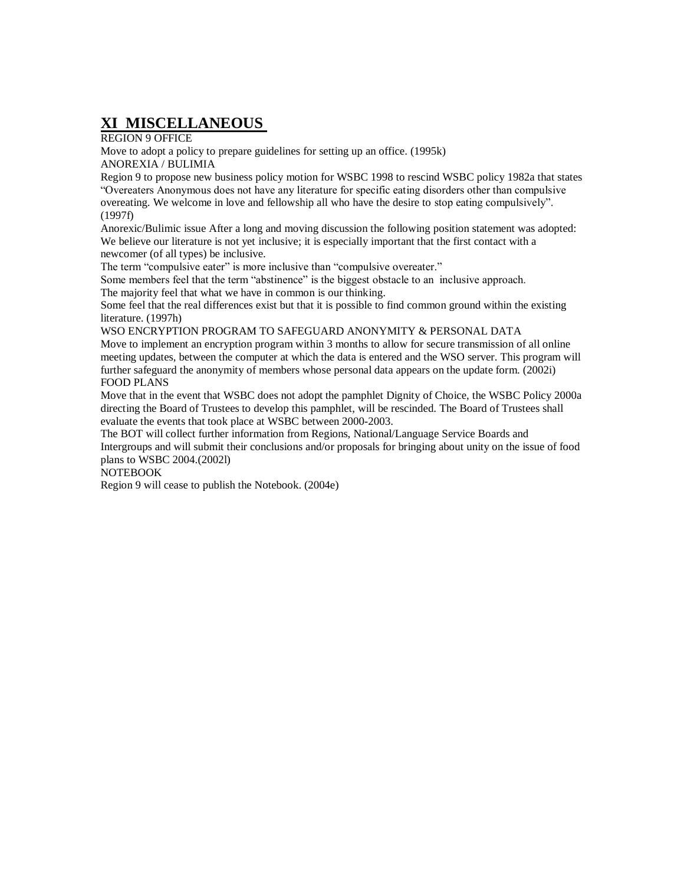# XI MISCELLANEOUS

REGION 9 OFFICE

Move to adopt a policy to prepare guidelines for setting up an office. (1995k)

ANOREXIA / BULIMIA

Region 9 to propose new business policy motion for WSBC 1998 to rescind WSBC policy 1982a that states "Overeaters Anonymous does not have any literature for specific eating disorders other than compulsive overeating. We welcome in love and fellowship all who have the desire to stop eating compulsively". (1997f)

Anorexic/Bulimic issue After a long and moving discussion the following position statement was adopted: We believe our literature is not yet inclusive; it is especially important that the first contact with a newcomer (of all types) be inclusive.

The term "compulsive eater" is more inclusive than "compulsive overeater."

Some members feel that the term "abstinence" is the biggest obstacle to an inclusive approach.

The majority feel that what we have in common is our thinking.

Some feel that the real differences exist but that it is possible to find common ground within the existing literature. (1997h)

WSO ENCRYPTION PROGRAM TO SAFEGUARD ANONYMITY & PERSONAL DATA

Move to implement an encryption program within 3 months to allow for secure transmission of all online meeting updates, between the computer at which the data is entered and the WSO server. This program will further safeguard the anonymity of members whose personal data appears on the update form. (2002i)

FOOD PLANS

Move that in the event that WSBC does not adopt the pamphlet Dignity of Choice, the WSBC Policy 2000a directing the Board of Trustees to develop this pamphlet, will be rescinded. The Board of Trustees shall evaluate the events that took place at WSBC between 2000-2003.

The BOT will collect further information from Regions, National/Language Service Boards and Intergroups and will submit their conclusions and/or proposals for bringing about unity on the issue of food plans to WSBC 2004.(2002l)

NOTEBOOK

Region 9 will cease to publish the Notebook. (2004e)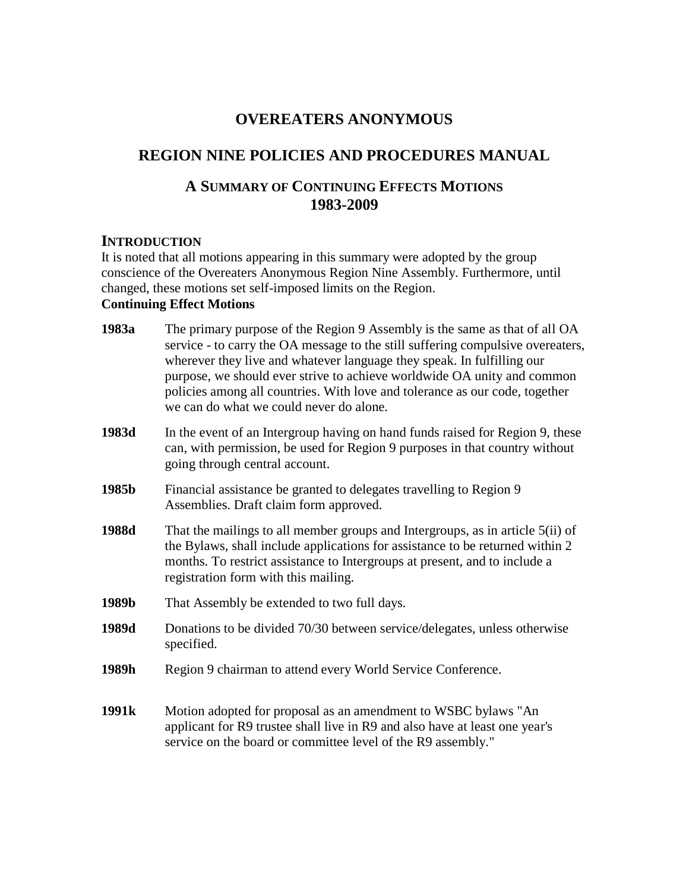# OVEREATERS ANONYMOUS

## REGION NINE POLICIES AND PROCEDURES MANUAL

### A SUMMARY OF CONTINUING EFFECTS MOTIONS 1983-2009

## INTRODUCTION

It is noted that all motions appearing in this summary were adopted by the group conscience of the Overeaters Anonymous Region Nine Assembly. Furthermore, until changed, these motions set self-imposed limits on the Region.

**Continuing Effect Motions**

**1983a** The primary purpose of the Region 9 Assembly is the same as that of all OA service - to carry the OA message to the still suffering compulsive overeaters, wherever they live and whatever language they speak. In fulfilling our purpose, we should ever strive to achieve worldwide OA unity and common policies among all countries. With love and tolerance as our code, together we can do what we could never do alone.

**1983d** In the event of an Intergroup having on hand funds raised for Region 9, these can, with permission, be used for Region 9 purposes in that country without going through central account.

**1985b** Financial assistance be granted to delegates travelling to Region 9 Assemblies. Draft claim form approved.

**1988d** That the mailings to all member groups and Intergroups, as in article 5(ii) of the Bylaws, shall include applications for assistance to be returned within 2 months. To restrict assistance to Intergroups at present, and to include a registration form with this mailing.

**1989b** That Assembly be extended to two full days.

**1989d** Donations to be divided 70/30 between service/delegates, unless otherwise specified.

**1989h** Region 9 chairman to attend every World Service Conference.

**1991k** Motion adopted for proposal as an amendment to WSBC bylaws "An applicant for R9 trustee shall live in R9 and also have at least one year's service on the board or committee level of the R9 assembly."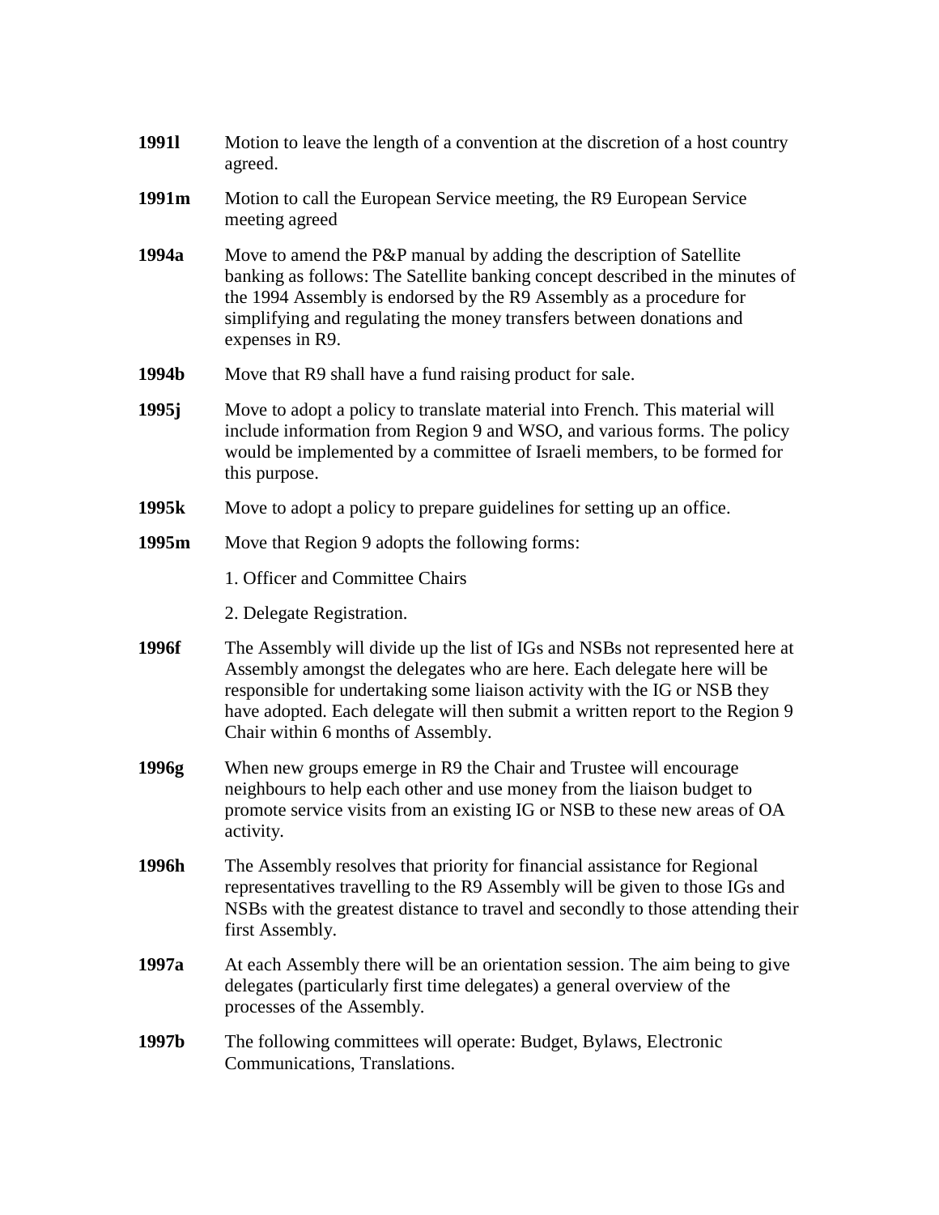**1991l** Motion to leave the length of a convention at the discretion of a host country agreed.

**1991m** Motion to call the European Service meeting, the R9 European Service meeting agreed

**1994a** Move to amend the P&P manual by adding the description of Satellite banking as follows: The Satellite banking concept described in the minutes of the 1994 Assembly is endorsed by the R9 Assembly as a procedure for simplifying and regulating the money transfers between donations and expenses in R9.

**1994b** Move that R9 shall have a fund raising product for sale.

**1995j** Move to adopt a policy to translate material into French. This material will include information from Region 9 and WSO, and various forms. The policy would be implemented by a committee of Israeli members, to be formed for this purpose.

**1995k** Move to adopt a policy to prepare guidelines for setting up an office.

**1995m** Move that Region 9 adopts the following forms:

1. Officer and Committee Chairs

2. Delegate Registration.

**1996f** The Assembly will divide up the list of IGs and NSBs not represented here at Assembly amongst the delegates who are here. Each delegate here will be responsible for undertaking some liaison activity with the IG or NSB they have adopted. Each delegate will then submit a written report to the Region 9 Chair within 6 months of Assembly.

**1996g** When new groups emerge in R9 the Chair and Trustee will encourage neighbours to help each other and use money from the liaison budget to promote service visits from an existing IG or NSB to these new areas of OA activity.

**1996h** The Assembly resolves that priority for financial assistance for Regional representatives travelling to the R9 Assembly will be given to those IGs and NSBs with the greatest distance to travel and secondly to those attending their first Assembly.

**1997a** At each Assembly there will be an orientation session. The aim being to give delegates (particularly first time delegates) a general overview of the processes of the Assembly.

**1997b** The following committees will operate: Budget, Bylaws, Electronic Communications, Translations.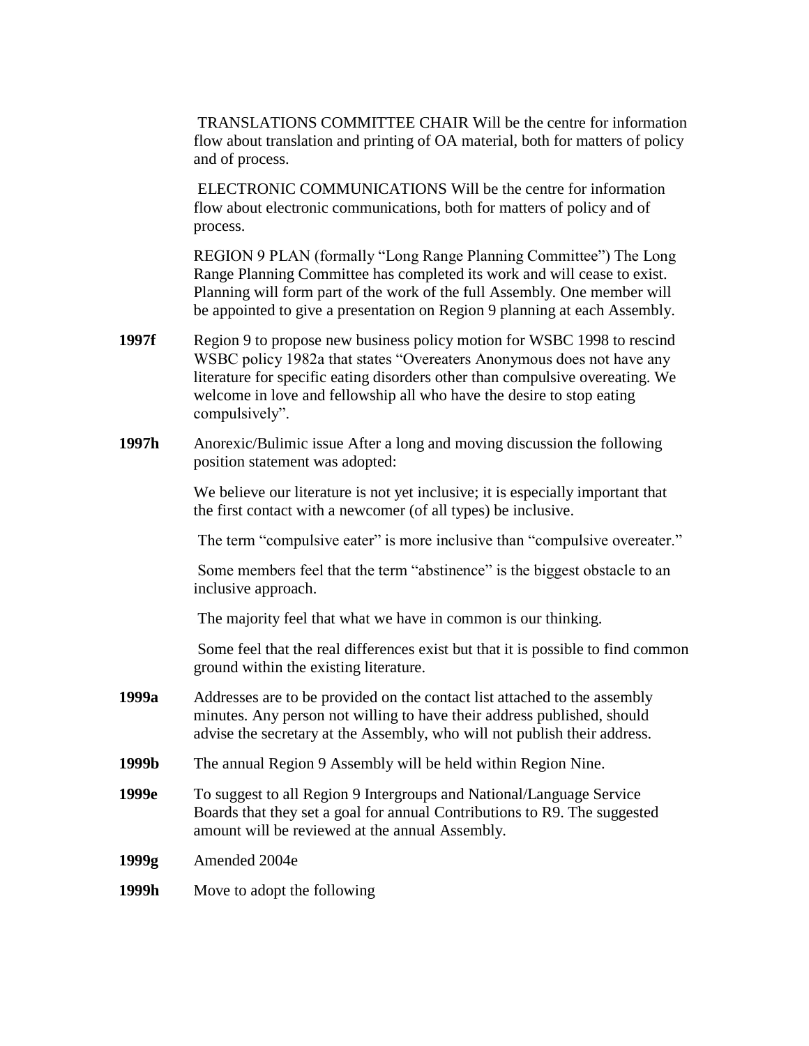TRANSLATIONS COMMITTEE CHAIR Will be the centre for information flow about translation and printing of OA material, both for matters of policy and of process.

ELECTRONIC COMMUNICATIONS Will be the centre for information flow about electronic communications, both for matters of policy and of process.

REGION 9 PLAN (formally "Long Range Planning Committee") The Long Range Planning Committee has completed its work and will cease to exist. Planning will form part of the work of the full Assembly. One member will be appointed to give a presentation on Region 9 planning at each Assembly.

**1997f** Region 9 to propose new business policy motion for WSBC 1998 to rescind WSBC policy 1982a that states "Overeaters Anonymous does not have any literature for specific eating disorders other than compulsive overeating. We welcome in love and fellowship all who have the desire to stop eating compulsively".

**1997h** Anorexic/Bulimic issue After a long and moving discussion the following position statement was adopted:

We believe our literature is not yet inclusive; it is especially important that the first contact with a newcomer (of all types) be inclusive.

The term "compulsive eater" is more inclusive than "compulsive overeater."

Some members feel that the term "abstinence" is the biggest obstacle to an inclusive approach.

The majority feel that what we have in common is our thinking.

Some feel that the real differences exist but that it is possible to find common ground within the existing literature.

**1999a** Addresses are to be provided on the contact list attached to the assembly minutes. Any person not willing to have their address published, should advise the secretary at the Assembly, who will not publish their address.

**1999b** The annual Region 9 Assembly will be held within Region Nine.

**1999e** To suggest to all Region 9 Intergroups and National/Language Service Boards that they set a goal for annual Contributions to R9. The suggested amount will be reviewed at the annual Assembly.

**1999g** Amended 2004e

**1999h** Move to adopt the following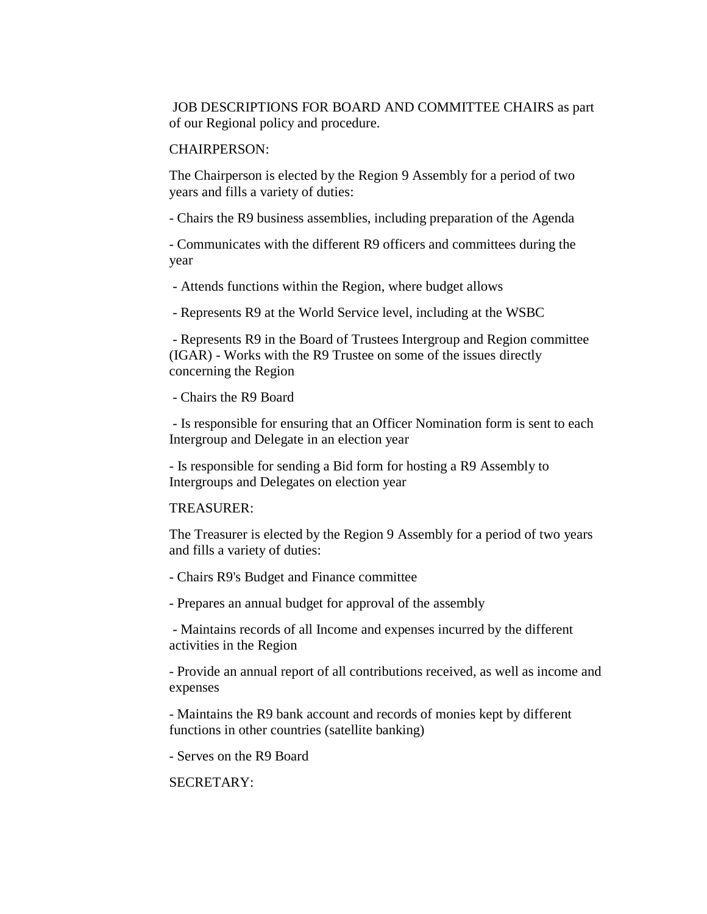JOB DESCRIPTIONS FOR BOARD AND COMMITTEE CHAIRS as part of our Regional policy and procedure.

CHAIRPERSON:

The Chairperson is elected by the Region 9 Assembly for a period of two years and fills a variety of duties:

- Chairs the R9 business assemblies, including preparation of the Agenda
- Communicates with the different R9 officers and committees during the year
- Attends functions within the Region, where budget allows
- Represents R9 at the World Service level, including at the WSBC
- Represents R9 in the Board of Trustees Intergroup and Region committee (IGAR) - Works with the R9 Trustee on some of the issues directly concerning the Region
- Chairs the R9 Board
- Is responsible for ensuring that an Officer Nomination form is sent to each Intergroup and Delegate in an election year
- Is responsible for sending a Bid form for hosting a R9 Assembly to Intergroups and Delegates on election year

TREASURER:

The Treasurer is elected by the Region 9 Assembly for a period of two years and fills a variety of duties:

- Chairs R9's Budget and Finance committee
- Prepares an annual budget for approval of the assembly
- Maintains records of all Income and expenses incurred by the different activities in the Region
- Provide an annual report of all contributions received, as well as income and expenses
- Maintains the R9 bank account and records of monies kept by different functions in other countries (satellite banking)
- Serves on the R9 Board

SECRETARY: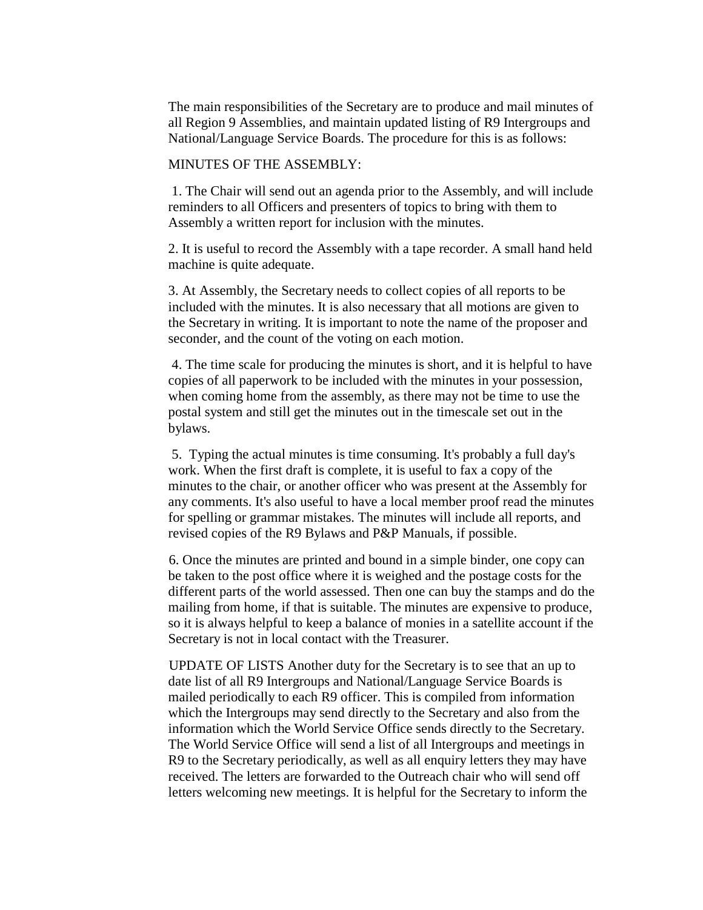The main responsibilities of the Secretary are to produce and mail minutes of all Region 9 Assemblies, and maintain updated listing of R9 Intergroups and National/Language Service Boards. The procedure for this is as follows:

MINUTES OF THE ASSEMBLY:

1. The Chair will send out an agenda prior to the Assembly, and will include reminders to all Officers and presenters of topics to bring with them to Assembly a written report for inclusion with the minutes.

2. It is useful to record the Assembly with a tape recorder. A small hand held machine is quite adequate.

3. At Assembly, the Secretary needs to collect copies of all reports to be included with the minutes. It is also necessary that all motions are given to the Secretary in writing. It is important to note the name of the proposer and seconder, and the count of the voting on each motion.

4. The time scale for producing the minutes is short, and it is helpful to have copies of all paperwork to be included with the minutes in your possession, when coming home from the assembly, as there may not be time to use the postal system and still get the minutes out in the timescale set out in the bylaws.

5. Typing the actual minutes is time consuming. It's probably a full day's work. When the first draft is complete, it is useful to fax a copy of the minutes to the chair, or another officer who was present at the Assembly for any comments. It's also useful to have a local member proof read the minutes for spelling or grammar mistakes. The minutes will include all reports, and revised copies of the R9 Bylaws and P&P Manuals, if possible.

6. Once the minutes are printed and bound in a simple binder, one copy can be taken to the post office where it is weighed and the postage costs for the different parts of the world assessed. Then one can buy the stamps and do the mailing from home, if that is suitable. The minutes are expensive to produce, so it is always helpful to keep a balance of monies in a satellite account if the Secretary is not in local contact with the Treasurer.

UPDATE OF LISTS Another duty for the Secretary is to see that an up to date list of all R9 Intergroups and National/Language Service Boards is mailed periodically to each R9 officer. This is compiled from information which the Intergroups may send directly to the Secretary and also from the information which the World Service Office sends directly to the Secretary. The World Service Office will send a list of all Intergroups and meetings in R9 to the Secretary periodically, as well as all enquiry letters they may have received. The letters are forwarded to the Outreach chair who will send off letters welcoming new meetings. It is helpful for the Secretary to inform the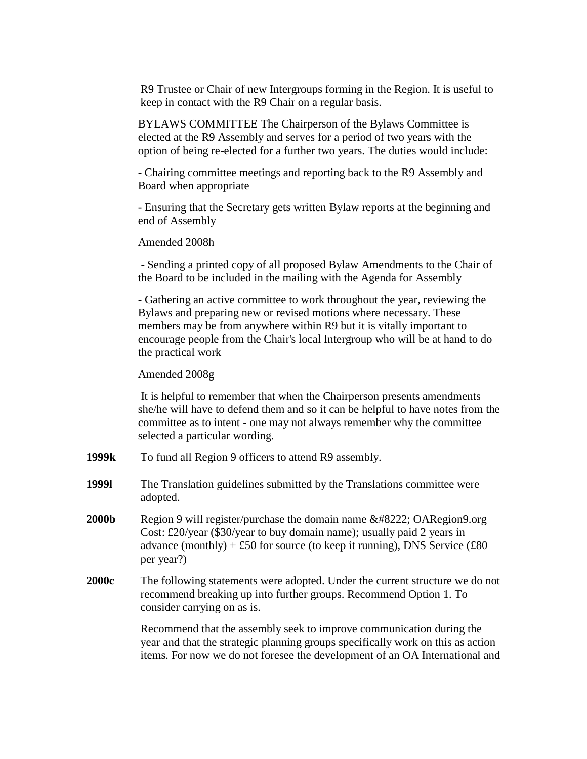R9 Trustee or Chair of new Intergroups forming in the Region. It is useful to keep in contact with the R9 Chair on a regular basis.

BYLAWS COMMITTEE The Chairperson of the Bylaws Committee is elected at the R9 Assembly and serves for a period of two years with the option of being re-elected for a further two years. The duties would include:

- Chairing committee meetings and reporting back to the R9 Assembly and Board when appropriate

- Ensuring that the Secretary gets written Bylaw reports at the beginning and end of Assembly

Amended 2008h

- Sending a printed copy of all proposed Bylaw Amendments to the Chair of the Board to be included in the mailing with the Agenda for Assembly

- Gathering an active committee to work throughout the year, reviewing the Bylaws and preparing new or revised motions where necessary. These members may be from anywhere within R9 but it is vitally important to encourage people from the Chair's local Intergroup who will be at hand to do the practical work

Amended 2008g

It is helpful to remember that when the Chairperson presents amendments she/he will have to defend them and so it can be helpful to have notes from the committee as to intent - one may not always remember why the committee selected a particular wording.

**1999k** To fund all Region 9 officers to attend R9 assembly.

**1999l** The Translation guidelines submitted by the Translations committee were adopted.

**2000b** Region 9 will register/purchase the domain name &#8222; OARegion9.org Cost: £20/year ($30/year to buy domain name); usually paid 2 years in advance (monthly) + £50 for source (to keep it running), DNS Service (£80 per year?)

**2000c** The following statements were adopted. Under the current structure we do not recommend breaking up into further groups. Recommend Option 1. To consider carrying on as is.

Recommend that the assembly seek to improve communication during the year and that the strategic planning groups specifically work on this as action items. For now we do not foresee the development of an OA International and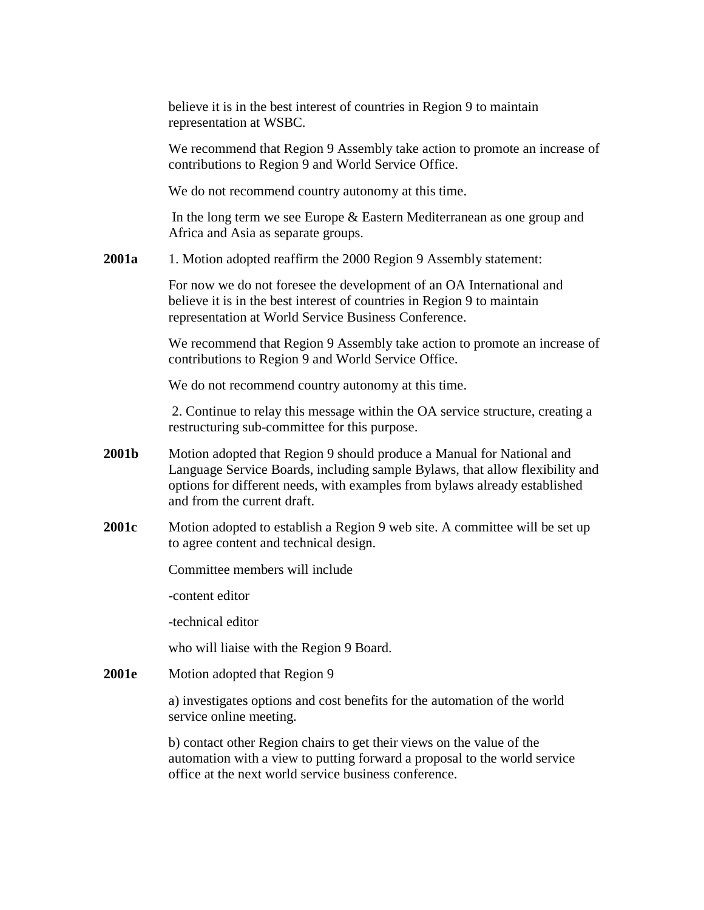believe it is in the best interest of countries in Region 9 to maintain representation at WSBC.

We recommend that Region 9 Assembly take action to promote an increase of contributions to Region 9 and World Service Office.

We do not recommend country autonomy at this time.

In the long term we see Europe & Eastern Mediterranean as one group and Africa and Asia as separate groups.

**2001a** 1. Motion adopted reaffirm the 2000 Region 9 Assembly statement:

For now we do not foresee the development of an OA International and believe it is in the best interest of countries in Region 9 to maintain representation at World Service Business Conference.

We recommend that Region 9 Assembly take action to promote an increase of contributions to Region 9 and World Service Office.

We do not recommend country autonomy at this time.

2. Continue to relay this message within the OA service structure, creating a restructuring sub-committee for this purpose.

**2001b** Motion adopted that Region 9 should produce a Manual for National and Language Service Boards, including sample Bylaws, that allow flexibility and options for different needs, with examples from bylaws already established and from the current draft.

**2001c** Motion adopted to establish a Region 9 web site. A committee will be set up to agree content and technical design.

Committee members will include

-content editor

-technical editor

who will liaise with the Region 9 Board.

**2001e** Motion adopted that Region 9

a) investigates options and cost benefits for the automation of the world service online meeting.

b) contact other Region chairs to get their views on the value of the automation with a view to putting forward a proposal to the world service office at the next world service business conference.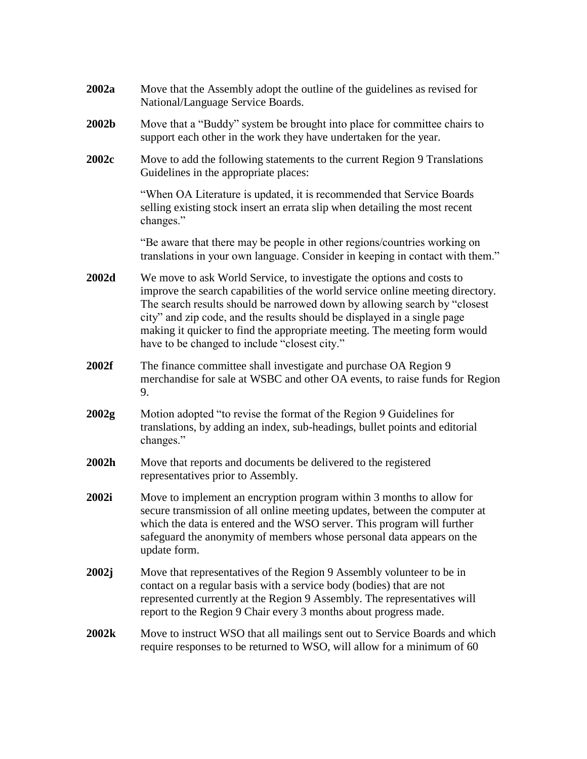**2002a** Move that the Assembly adopt the outline of the guidelines as revised for National/Language Service Boards.

**2002b** Move that a "Buddy" system be brought into place for committee chairs to support each other in the work they have undertaken for the year.

**2002c** Move to add the following statements to the current Region 9 Translations Guidelines in the appropriate places:

"When OA Literature is updated, it is recommended that Service Boards selling existing stock insert an errata slip when detailing the most recent changes."

"Be aware that there may be people in other regions/countries working on translations in your own language. Consider in keeping in contact with them."

**2002d** We move to ask World Service, to investigate the options and costs to improve the search capabilities of the world service online meeting directory. The search results should be narrowed down by allowing search by "closest city" and zip code, and the results should be displayed in a single page making it quicker to find the appropriate meeting. The meeting form would have to be changed to include "closest city."

**2002f** The finance committee shall investigate and purchase OA Region 9 merchandise for sale at WSBC and other OA events, to raise funds for Region 9.

**2002g** Motion adopted "to revise the format of the Region 9 Guidelines for translations, by adding an index, sub-headings, bullet points and editorial changes."

**2002h** Move that reports and documents be delivered to the registered representatives prior to Assembly.

**2002i** Move to implement an encryption program within 3 months to allow for secure transmission of all online meeting updates, between the computer at which the data is entered and the WSO server. This program will further safeguard the anonymity of members whose personal data appears on the update form.

**2002j** Move that representatives of the Region 9 Assembly volunteer to be in contact on a regular basis with a service body (bodies) that are not represented currently at the Region 9 Assembly. The representatives will report to the Region 9 Chair every 3 months about progress made.

**2002k** Move to instruct WSO that all mailings sent out to Service Boards and which require responses to be returned to WSO, will allow for a minimum of 60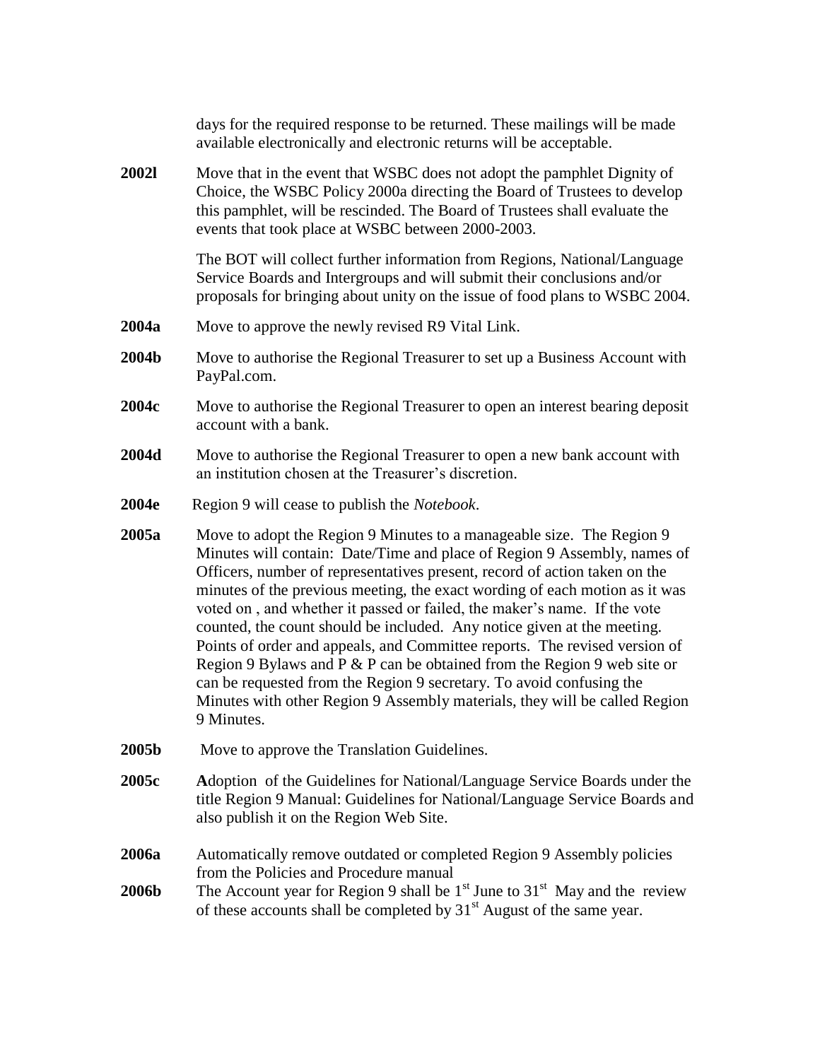days for the required response to be returned. These mailings will be made available electronically and electronic returns will be acceptable.

**2002l** Move that in the event that WSBC does not adopt the pamphlet Dignity of Choice, the WSBC Policy 2000a directing the Board of Trustees to develop this pamphlet, will be rescinded. The Board of Trustees shall evaluate the events that took place at WSBC between 2000-2003.

The BOT will collect further information from Regions, National/Language Service Boards and Intergroups and will submit their conclusions and/or proposals for bringing about unity on the issue of food plans to WSBC 2004.

**2004a** Move to approve the newly revised R9 Vital Link.

**2004b** Move to authorise the Regional Treasurer to set up a Business Account with PayPal.com.

**2004c** Move to authorise the Regional Treasurer to open an interest bearing deposit account with a bank.

**2004d** Move to authorise the Regional Treasurer to open a new bank account with an institution chosen at the Treasurer's discretion.

**2004e** Region 9 will cease to publish the *Notebook*.

**2005a** Move to adopt the Region 9 Minutes to a manageable size. The Region 9 Minutes will contain: Date/Time and place of Region 9 Assembly, names of Officers, number of representatives present, record of action taken on the minutes of the previous meeting, the exact wording of each motion as it was voted on , and whether it passed or failed, the maker's name. If the vote counted, the count should be included. Any notice given at the meeting. Points of order and appeals, and Committee reports. The revised version of Region 9 Bylaws and P & P can be obtained from the Region 9 web site or can be requested from the Region 9 secretary. To avoid confusing the Minutes with other Region 9 Assembly materials, they will be called Region 9 Minutes.

**2005b** Move to approve the Translation Guidelines.

**2005c** **A**doption of the Guidelines for National/Language Service Boards under the title Region 9 Manual: Guidelines for National/Language Service Boards and also publish it on the Region Web Site.

**2006a** Automatically remove outdated or completed Region 9 Assembly policies from the Policies and Procedure manual

**2006b** The Account year for Region 9 shall be 1st June to 31st May and the review of these accounts shall be completed by 31st August of the same year.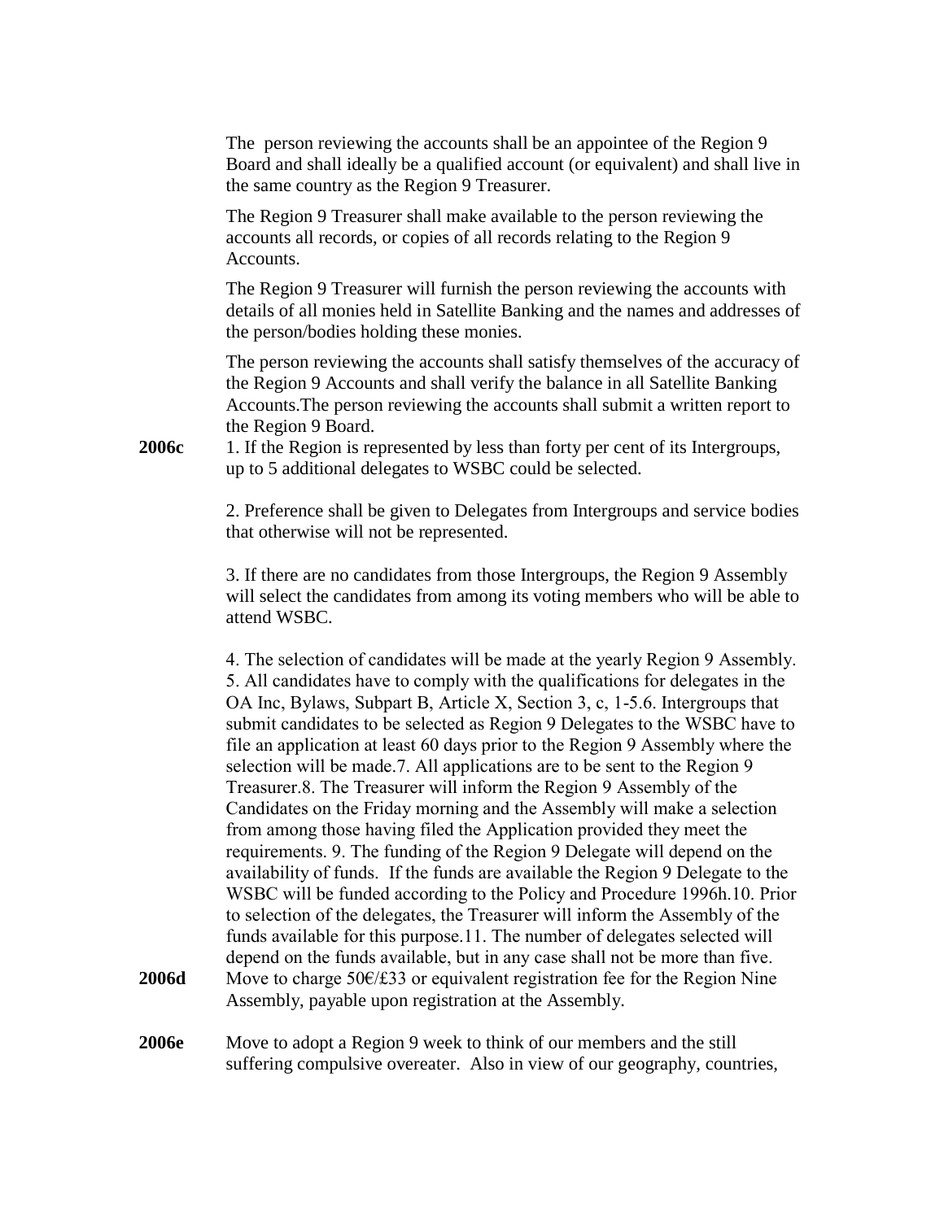The person reviewing the accounts shall be an appointee of the Region 9 Board and shall ideally be a qualified account (or equivalent) and shall live in the same country as the Region 9 Treasurer.

The Region 9 Treasurer shall make available to the person reviewing the accounts all records, or copies of all records relating to the Region 9 Accounts.

The Region 9 Treasurer will furnish the person reviewing the accounts with details of all monies held in Satellite Banking and the names and addresses of the person/bodies holding these monies.

The person reviewing the accounts shall satisfy themselves of the accuracy of the Region 9 Accounts and shall verify the balance in all Satellite Banking Accounts.The person reviewing the accounts shall submit a written report to the Region 9 Board.

**2006c** 1. If the Region is represented by less than forty per cent of its Intergroups, up to 5 additional delegates to WSBC could be selected.

2. Preference shall be given to Delegates from Intergroups and service bodies that otherwise will not be represented.

3. If there are no candidates from those Intergroups, the Region 9 Assembly will select the candidates from among its voting members who will be able to attend WSBC.

4. The selection of candidates will be made at the yearly Region 9 Assembly. 5. All candidates have to comply with the qualifications for delegates in the OA Inc, Bylaws, Subpart B, Article X, Section 3, c, 1-5.6. Intergroups that submit candidates to be selected as Region 9 Delegates to the WSBC have to file an application at least 60 days prior to the Region 9 Assembly where the selection will be made.7. All applications are to be sent to the Region 9 Treasurer.8. The Treasurer will inform the Region 9 Assembly of the Candidates on the Friday morning and the Assembly will make a selection from among those having filed the Application provided they meet the requirements. 9. The funding of the Region 9 Delegate will depend on the availability of funds. If the funds are available the Region 9 Delegate to the WSBC will be funded according to the Policy and Procedure 1996h.10. Prior to selection of the delegates, the Treasurer will inform the Assembly of the funds available for this purpose.11. The number of delegates selected will depend on the funds available, but in any case shall not be more than five.

**2006d** Move to charge 50€/£33 or equivalent registration fee for the Region Nine Assembly, payable upon registration at the Assembly.

**2006e** Move to adopt a Region 9 week to think of our members and the still suffering compulsive overeater. Also in view of our geography, countries,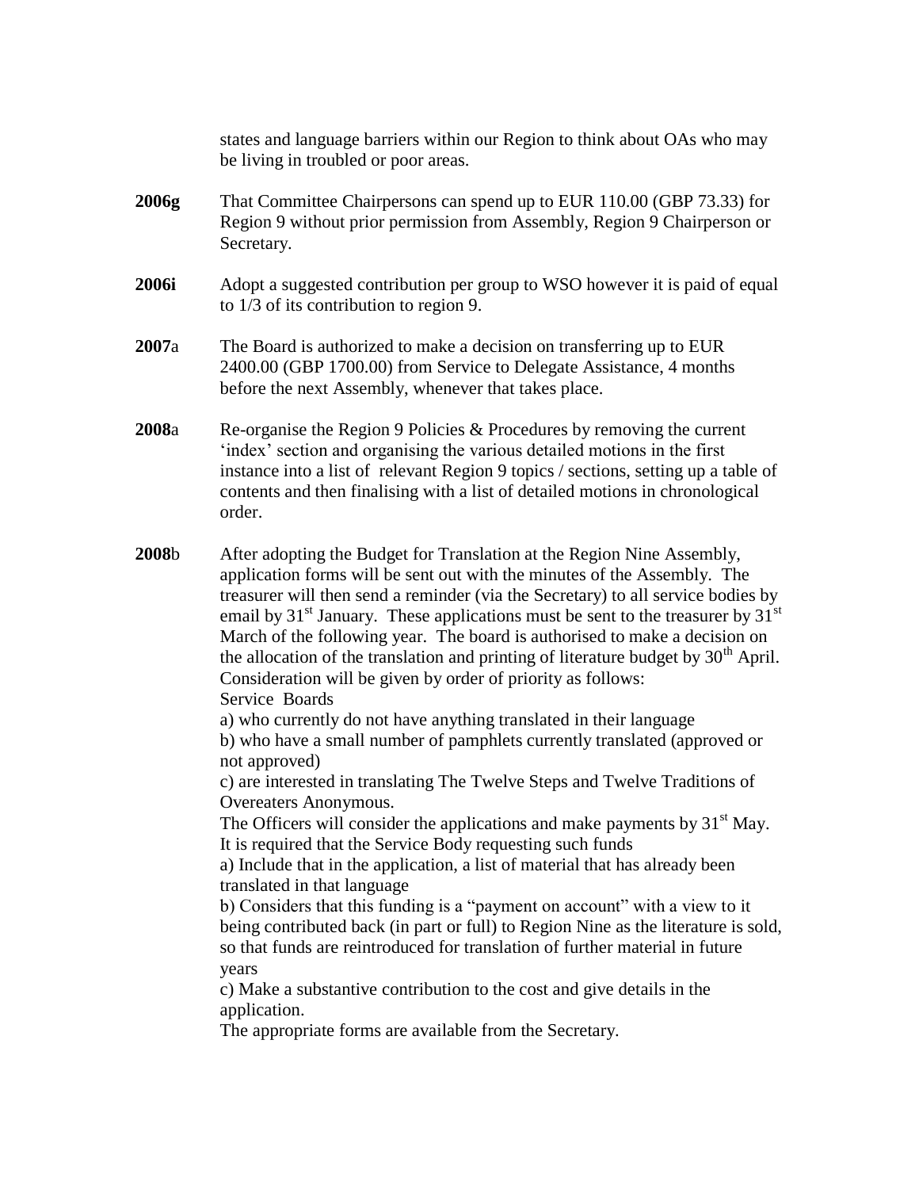states and language barriers within our Region to think about OAs who may be living in troubled or poor areas.

**2006g** That Committee Chairpersons can spend up to EUR 110.00 (GBP 73.33) for Region 9 without prior permission from Assembly, Region 9 Chairperson or Secretary.

**2006i** Adopt a suggested contribution per group to WSO however it is paid of equal to 1/3 of its contribution to region 9.

**2007**a The Board is authorized to make a decision on transferring up to EUR 2400.00 (GBP 1700.00) from Service to Delegate Assistance, 4 months before the next Assembly, whenever that takes place.

**2008**a Re-organise the Region 9 Policies & Procedures by removing the current 'index' section and organising the various detailed motions in the first instance into a list of relevant Region 9 topics / sections, setting up a table of contents and then finalising with a list of detailed motions in chronological order.

**2008**b After adopting the Budget for Translation at the Region Nine Assembly, application forms will be sent out with the minutes of the Assembly. The treasurer will then send a reminder (via the Secretary) to all service bodies by email by 31st January. These applications must be sent to the treasurer by 31st March of the following year. The board is authorised to make a decision on the allocation of the translation and printing of literature budget by 30th April. Consideration will be given by order of priority as follows:
Service Boards
a) who currently do not have anything translated in their language
b) who have a small number of pamphlets currently translated (approved or not approved)
c) are interested in translating The Twelve Steps and Twelve Traditions of Overeaters Anonymous.
The Officers will consider the applications and make payments by 31st May.
It is required that the Service Body requesting such funds
a) Include that in the application, a list of material that has already been translated in that language
b) Considers that this funding is a "payment on account" with a view to it being contributed back (in part or full) to Region Nine as the literature is sold, so that funds are reintroduced for translation of further material in future years
c) Make a substantive contribution to the cost and give details in the application.
The appropriate forms are available from the Secretary.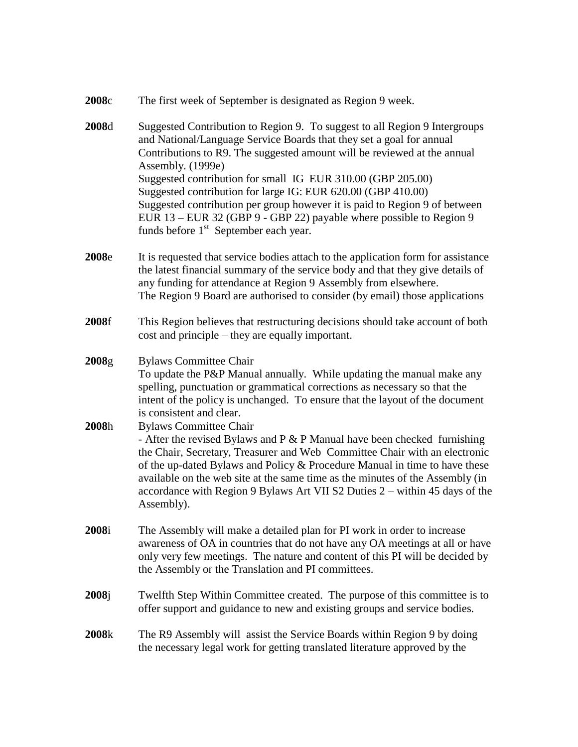**2008**c The first week of September is designated as Region 9 week.

**2008**d Suggested Contribution to Region 9. To suggest to all Region 9 Intergroups and National/Language Service Boards that they set a goal for annual Contributions to R9. The suggested amount will be reviewed at the annual Assembly. (1999e)
Suggested contribution for small IG EUR 310.00 (GBP 205.00)
Suggested contribution for large IG: EUR 620.00 (GBP 410.00)
Suggested contribution per group however it is paid to Region 9 of between EUR 13 – EUR 32 (GBP 9 - GBP 22) payable where possible to Region 9 funds before 1st September each year.

**2008**e It is requested that service bodies attach to the application form for assistance the latest financial summary of the service body and that they give details of any funding for attendance at Region 9 Assembly from elsewhere.
The Region 9 Board are authorised to consider (by email) those applications

**2008**f This Region believes that restructuring decisions should take account of both cost and principle – they are equally important.

**2008**g Bylaws Committee Chair
To update the P&P Manual annually. While updating the manual make any spelling, punctuation or grammatical corrections as necessary so that the intent of the policy is unchanged. To ensure that the layout of the document is consistent and clear.

**2008**h Bylaws Committee Chair
- After the revised Bylaws and P & P Manual have been checked furnishing the Chair, Secretary, Treasurer and Web Committee Chair with an electronic of the up-dated Bylaws and Policy & Procedure Manual in time to have these available on the web site at the same time as the minutes of the Assembly (in accordance with Region 9 Bylaws Art VII S2 Duties 2 – within 45 days of the Assembly).

**2008**i The Assembly will make a detailed plan for PI work in order to increase awareness of OA in countries that do not have any OA meetings at all or have only very few meetings. The nature and content of this PI will be decided by the Assembly or the Translation and PI committees.

**2008**j Twelfth Step Within Committee created. The purpose of this committee is to offer support and guidance to new and existing groups and service bodies.

**2008**k The R9 Assembly will assist the Service Boards within Region 9 by doing the necessary legal work for getting translated literature approved by the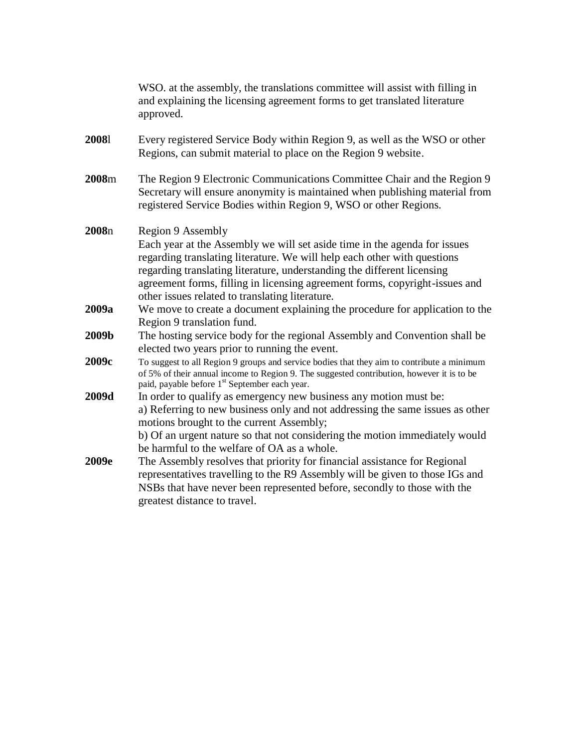WSO. at the assembly, the translations committee will assist with filling in and explaining the licensing agreement forms to get translated literature approved.

**2008**l Every registered Service Body within Region 9, as well as the WSO or other Regions, can submit material to place on the Region 9 website.

**2008**m The Region 9 Electronic Communications Committee Chair and the Region 9 Secretary will ensure anonymity is maintained when publishing material from registered Service Bodies within Region 9, WSO or other Regions.

**2008**n Region 9 Assembly
Each year at the Assembly we will set aside time in the agenda for issues regarding translating literature. We will help each other with questions regarding translating literature, understanding the different licensing agreement forms, filling in licensing agreement forms, copyright-issues and other issues related to translating literature.

**2009a** We move to create a document explaining the procedure for application to the Region 9 translation fund.

**2009b** The hosting service body for the regional Assembly and Convention shall be elected two years prior to running the event.

**2009c** To suggest to all Region 9 groups and service bodies that they aim to contribute a minimum of 5% of their annual income to Region 9. The suggested contribution, however it is to be paid, payable before 1st September each year.

**2009d** In order to qualify as emergency new business any motion must be:
a) Referring to new business only and not addressing the same issues as other motions brought to the current Assembly;
b) Of an urgent nature so that not considering the motion immediately would be harmful to the welfare of OA as a whole.

**2009e** The Assembly resolves that priority for financial assistance for Regional representatives travelling to the R9 Assembly will be given to those IGs and NSBs that have never been represented before, secondly to those with the greatest distance to travel.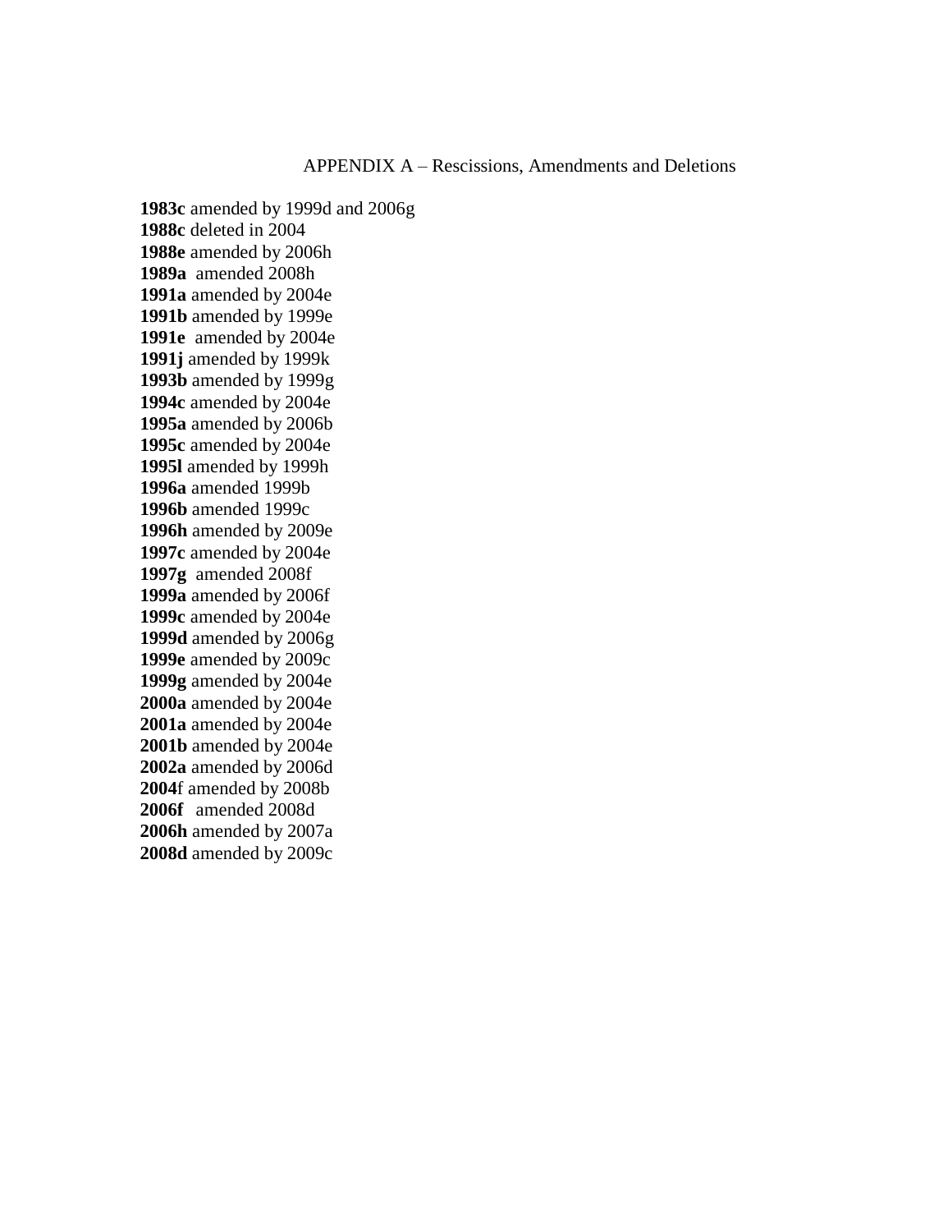APPENDIX A – Rescissions, Amendments and Deletions

**1983c** amended by 1999d and 2006g  
**1988c** deleted in 2004  
**1988e** amended by 2006h  
**1989a** amended 2008h  
**1991a** amended by 2004e  
**1991b** amended by 1999e  
**1991e** amended by 2004e  
**1991j** amended by 1999k  
**1993b** amended by 1999g  
**1994c** amended by 2004e  
**1995a** amended by 2006b  
**1995c** amended by 2004e  
**1995l** amended by 1999h  
**1996a** amended 1999b  
**1996b** amended 1999c  
**1996h** amended by 2009e  
**1997c** amended by 2004e  
**1997g** amended 2008f  
**1999a** amended by 2006f  
**1999c** amended by 2004e  
**1999d** amended by 2006g  
**1999e** amended by 2009c  
**1999g** amended by 2004e  
**2000a** amended by 2004e  
**2001a** amended by 2004e  
**2001b** amended by 2004e  
**2002a** amended by 2006d  
**2004**f amended by 2008b  
**2006f** amended 2008d  
**2006h** amended by 2007a  
**2008d** amended by 2009c